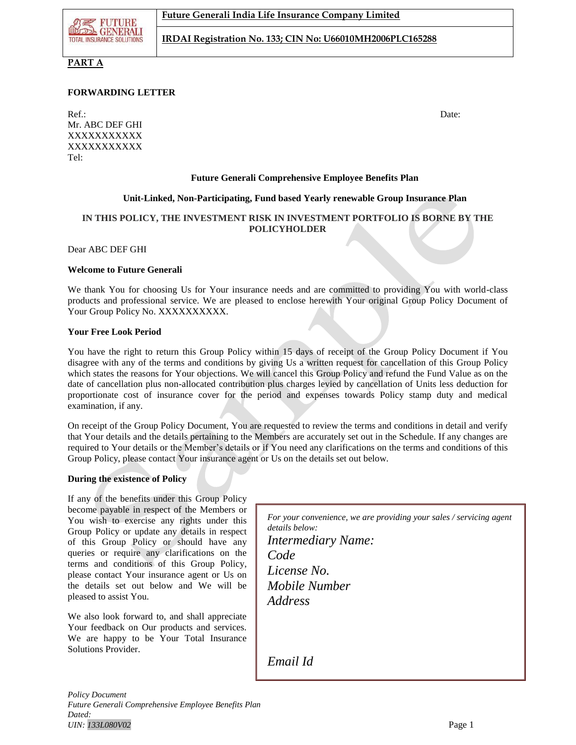**PART A**

**FORWARDING LETTER**

Ref.: Date:
Mr. ABC DEF GHI
XXXXXXXXXXX
XXXXXXXXXXX
Tel:

**Future Generali Comprehensive Employee Benefits Plan**

**Unit-Linked, Non-Participating, Fund based Yearly renewable Group Insurance Plan**

**IN THIS POLICY, THE INVESTMENT RISK IN INVESTMENT PORTFOLIO IS BORNE BY THE POLICYHOLDER**

Dear ABC DEF GHI

**Welcome to Future Generali**

We thank You for choosing Us for Your insurance needs and are committed to providing You with world-class products and professional service. We are pleased to enclose herewith Your original Group Policy Document of Your Group Policy No. XXXXXXXXXX.

**Your Free Look Period**

You have the right to return this Group Policy within 15 days of receipt of the Group Policy Document if You disagree with any of the terms and conditions by giving Us a written request for cancellation of this Group Policy which states the reasons for Your objections. We will cancel this Group Policy and refund the Fund Value as on the date of cancellation plus non-allocated contribution plus charges levied by cancellation of Units less deduction for proportionate cost of insurance cover for the period and expenses towards Policy stamp duty and medical examination, if any.

On receipt of the Group Policy Document, You are requested to review the terms and conditions in detail and verify that Your details and the details pertaining to the Members are accurately set out in the Schedule. If any changes are required to Your details or the Member's details or if You need any clarifications on the terms and conditions of this Group Policy, please contact Your insurance agent or Us on the details set out below.

**During the existence of Policy**

If any of the benefits under this Group Policy become payable in respect of the Members or You wish to exercise any rights under this Group Policy or update any details in respect of this Group Policy or should have any queries or require any clarifications on the terms and conditions of this Group Policy, please contact Your insurance agent or Us on the details set out below and We will be pleased to assist You.

We also look forward to, and shall appreciate Your feedback on Our products and services. We are happy to be Your Total Insurance Solutions Provider.

*For your convenience, we are providing your sales / servicing agent details below:*
*Intermediary Name:*
*Code*
*License No.*
*Mobile Number*
*Address*

*Email Id*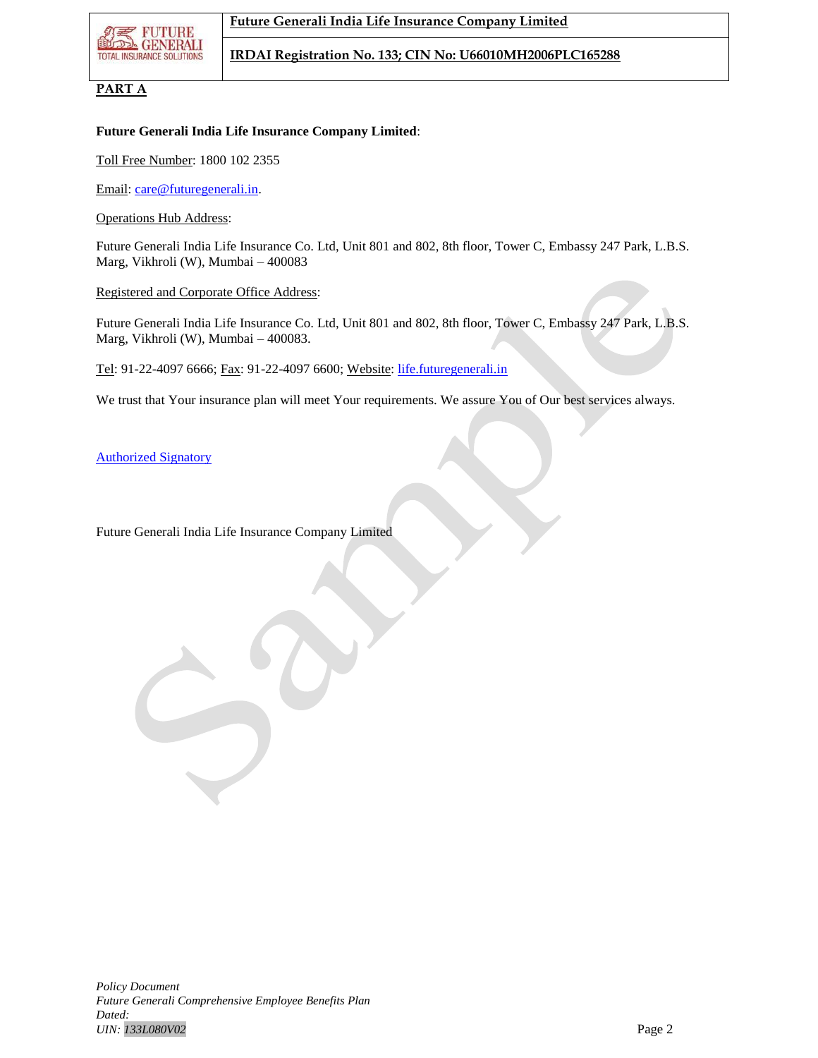## PART A

**Future Generali India Life Insurance Company Limited**:

Toll Free Number: 1800 102 2355

Email: care@futuregenerali.in.

Operations Hub Address:

Future Generali India Life Insurance Co. Ltd, Unit 801 and 802, 8th floor, Tower C, Embassy 247 Park, L.B.S. Marg, Vikhroli (W), Mumbai – 400083

Registered and Corporate Office Address:

Future Generali India Life Insurance Co. Ltd, Unit 801 and 802, 8th floor, Tower C, Embassy 247 Park, L.B.S. Marg, Vikhroli (W), Mumbai – 400083.

Tel: 91-22-4097 6666; Fax: 91-22-4097 6600; Website: life.futuregenerali.in

We trust that Your insurance plan will meet Your requirements. We assure You of Our best services always.

Authorized Signatory

Future Generali India Life Insurance Company Limited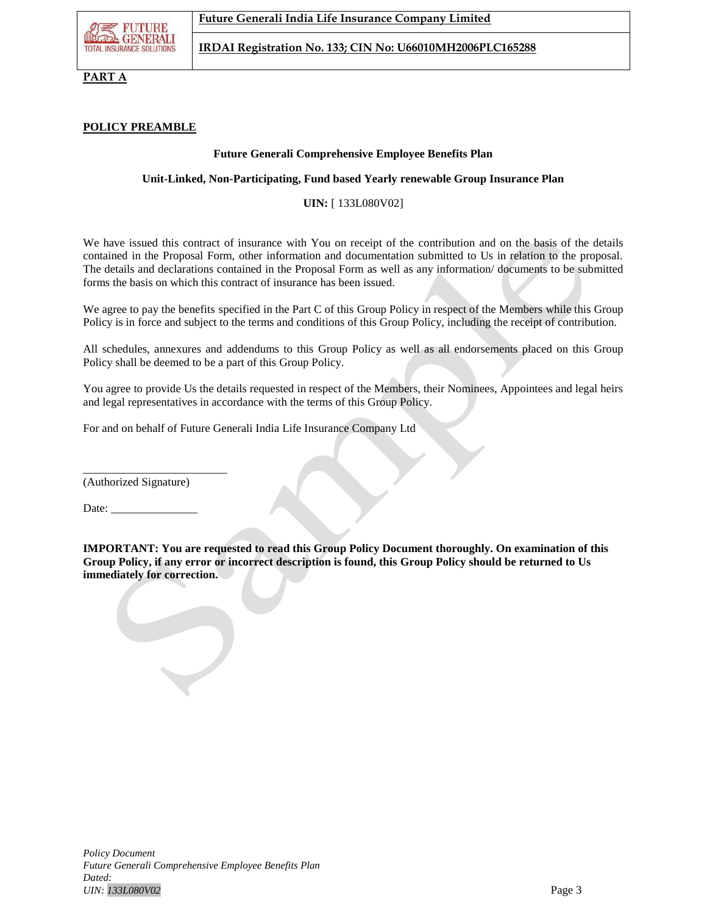**PART A**

**POLICY PREAMBLE**

**Future Generali Comprehensive Employee Benefits Plan**

**Unit-Linked, Non-Participating, Fund based Yearly renewable Group Insurance Plan**

**UIN:** [ 133L080V02]

We have issued this contract of insurance with You on receipt of the contribution and on the basis of the details contained in the Proposal Form, other information and documentation submitted to Us in relation to the proposal. The details and declarations contained in the Proposal Form as well as any information/ documents to be submitted forms the basis on which this contract of insurance has been issued.

We agree to pay the benefits specified in the Part C of this Group Policy in respect of the Members while this Group Policy is in force and subject to the terms and conditions of this Group Policy, including the receipt of contribution.

All schedules, annexures and addendums to this Group Policy as well as all endorsements placed on this Group Policy shall be deemed to be a part of this Group Policy.

You agree to provide Us the details requested in respect of the Members, their Nominees, Appointees and legal heirs and legal representatives in accordance with the terms of this Group Policy.

For and on behalf of Future Generali India Life Insurance Company Ltd

_________________________

(Authorized Signature)

Date: _______________

**IMPORTANT: You are requested to read this Group Policy Document thoroughly. On examination of this Group Policy, if any error or incorrect description is found, this Group Policy should be returned to Us immediately for correction.**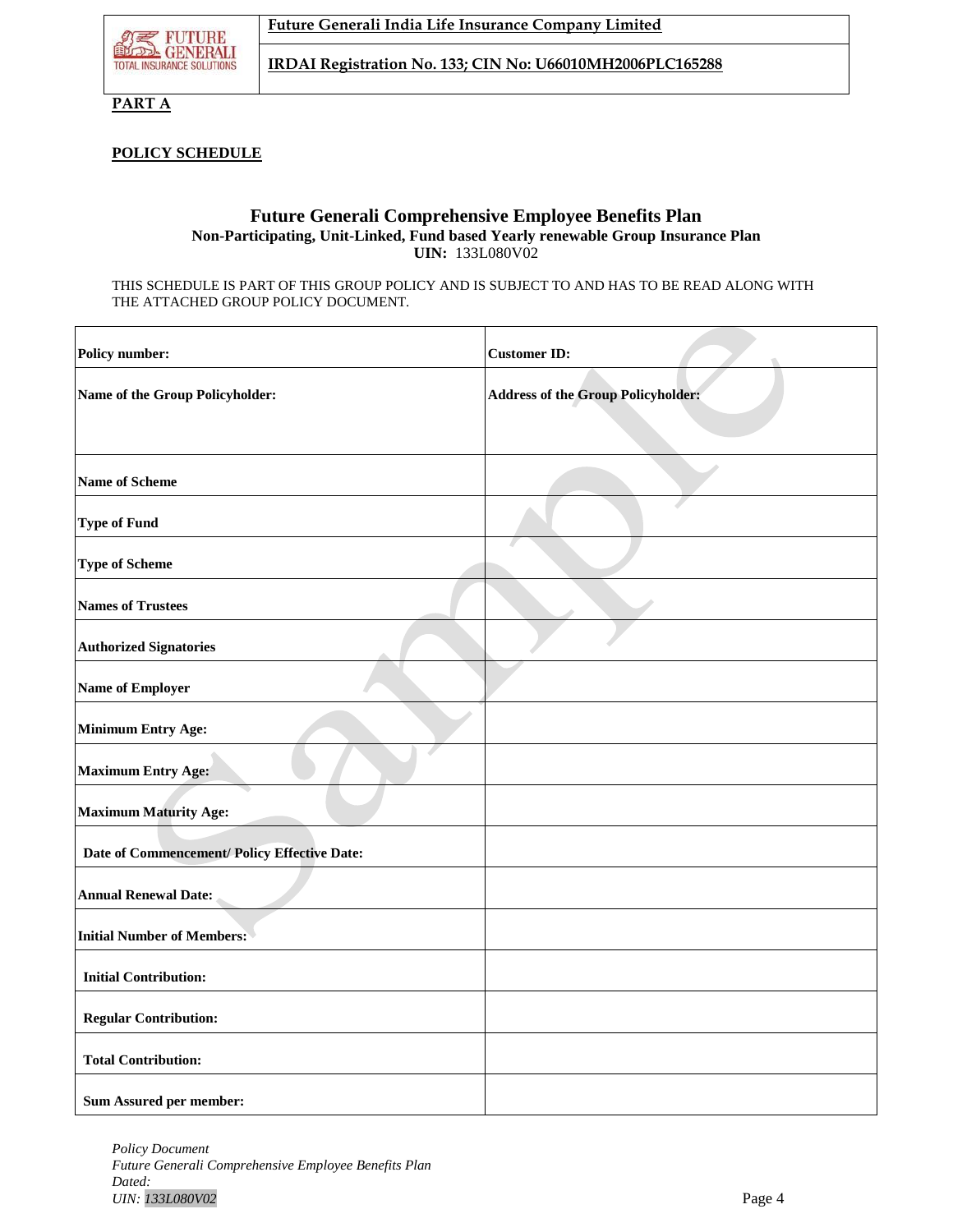**PART A**

**POLICY SCHEDULE**

## Future Generali Comprehensive Employee Benefits Plan

**Non-Participating, Unit-Linked, Fund based Yearly renewable Group Insurance Plan**

**UIN:** 133L080V02

THIS SCHEDULE IS PART OF THIS GROUP POLICY AND IS SUBJECT TO AND HAS TO BE READ ALONG WITH THE ATTACHED GROUP POLICY DOCUMENT.

| **Policy number:** | **Customer ID:** |
|---|---|
| **Name of the Group Policyholder:** | **Address of the Group Policyholder:** |
| **Name of Scheme** | |
| **Type of Fund** | |
| **Type of Scheme** | |
| **Names of Trustees** | |
| **Authorized Signatories** | |
| **Name of Employer** | |
| **Minimum Entry Age:** | |
| **Maximum Entry Age:** | |
| **Maximum Maturity Age:** | |
| **Date of Commencement/ Policy Effective Date:** | |
| **Annual Renewal Date:** | |
| **Initial Number of Members:** | |
| **Initial Contribution:** | |
| **Regular Contribution:** | |
| **Total Contribution:** | |
| **Sum Assured per member:** | |

*Policy Document*
*Future Generali Comprehensive Employee Benefits Plan*
*Dated:*
*UIN: 133L080V02*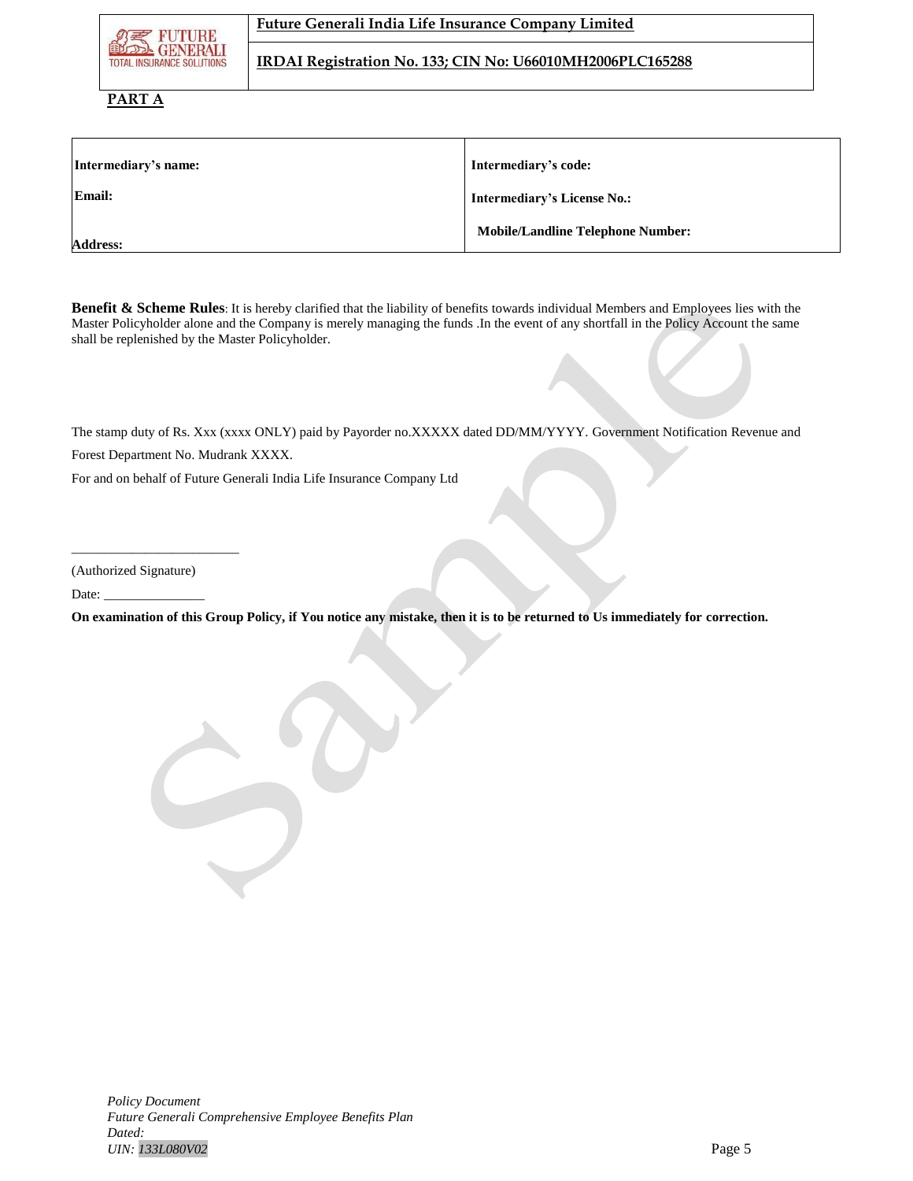**PART A**

| Intermediary's name: | Intermediary's code: |
|---|---|
| Email: | Intermediary's License No.: |
| Address: | Mobile/Landline Telephone Number: |

**Benefit & Scheme Rules**: It is hereby clarified that the liability of benefits towards individual Members and Employees lies with the Master Policyholder alone and the Company is merely managing the funds .In the event of any shortfall in the Policy Account the same shall be replenished by the Master Policyholder.

The stamp duty of Rs. Xxx (xxxx ONLY) paid by Payorder no.XXXXX dated DD/MM/YYYY. Government Notification Revenue and Forest Department No. Mudrank XXXX.

For and on behalf of Future Generali India Life Insurance Company Ltd

\_\_\_\_\_\_\_\_\_\_\_\_\_\_\_\_\_\_\_\_\_\_\_\_\_

(Authorized Signature)

Date: \_\_\_\_\_\_\_\_\_\_\_\_\_\_\_

**On examination of this Group Policy, if You notice any mistake, then it is to be returned to Us immediately for correction.**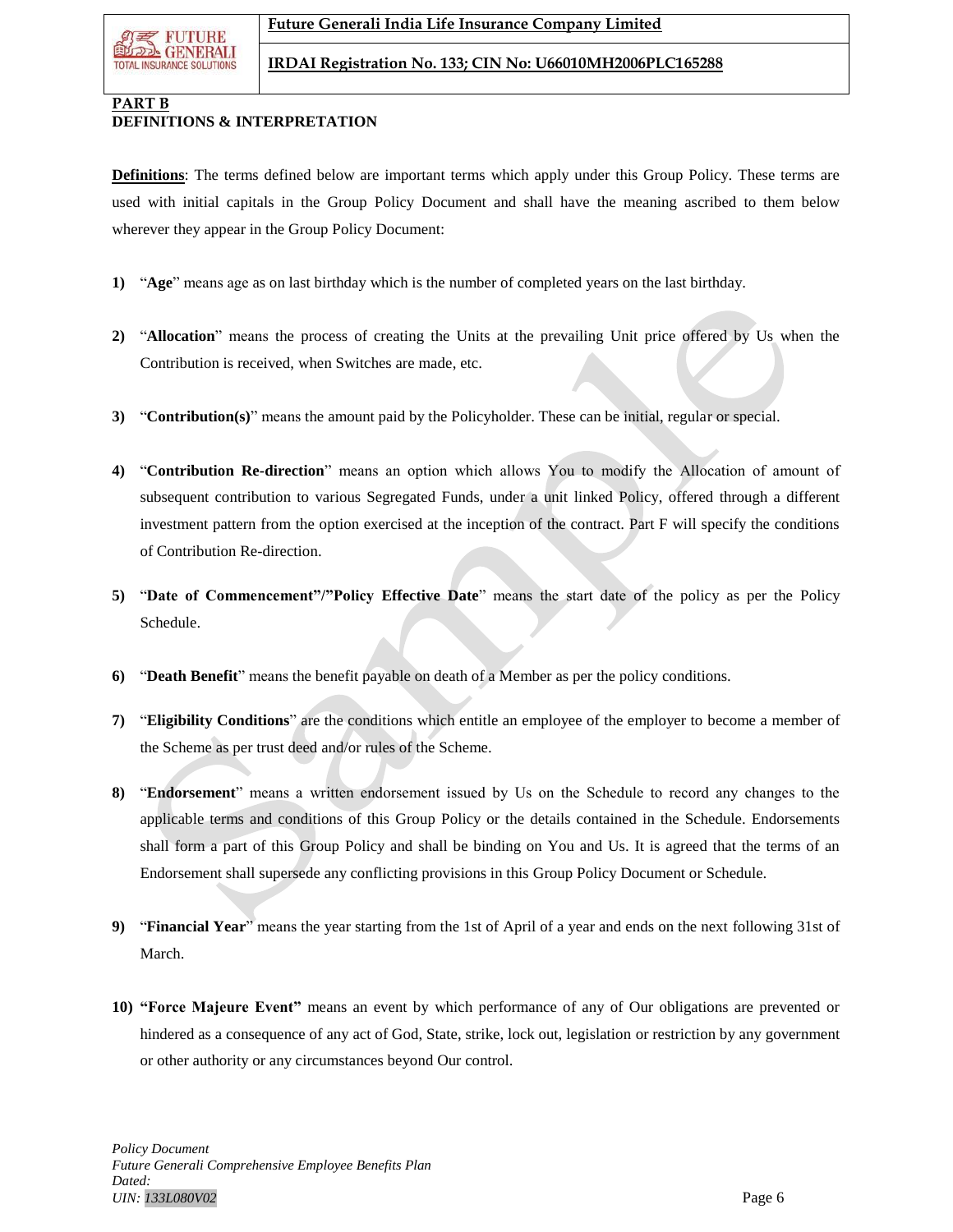**PART B**

**DEFINITIONS & INTERPRETATION**

**Definitions**: The terms defined below are important terms which apply under this Group Policy. These terms are used with initial capitals in the Group Policy Document and shall have the meaning ascribed to them below wherever they appear in the Group Policy Document:

1) "**Age**" means age as on last birthday which is the number of completed years on the last birthday.

2) "**Allocation**" means the process of creating the Units at the prevailing Unit price offered by Us when the Contribution is received, when Switches are made, etc.

3) "**Contribution(s)**" means the amount paid by the Policyholder. These can be initial, regular or special.

4) "**Contribution Re-direction**" means an option which allows You to modify the Allocation of amount of subsequent contribution to various Segregated Funds, under a unit linked Policy, offered through a different investment pattern from the option exercised at the inception of the contract. Part F will specify the conditions of Contribution Re-direction.

5) "**Date of Commencement"/"Policy Effective Date**" means the start date of the policy as per the Policy Schedule.

6) "**Death Benefit**" means the benefit payable on death of a Member as per the policy conditions.

7) "**Eligibility Conditions**" are the conditions which entitle an employee of the employer to become a member of the Scheme as per trust deed and/or rules of the Scheme.

8) "**Endorsement**" means a written endorsement issued by Us on the Schedule to record any changes to the applicable terms and conditions of this Group Policy or the details contained in the Schedule. Endorsements shall form a part of this Group Policy and shall be binding on You and Us. It is agreed that the terms of an Endorsement shall supersede any conflicting provisions in this Group Policy Document or Schedule.

9) "**Financial Year**" means the year starting from the 1st of April of a year and ends on the next following 31st of March.

10) **"Force Majeure Event"** means an event by which performance of any of Our obligations are prevented or hindered as a consequence of any act of God, State, strike, lock out, legislation or restriction by any government or other authority or any circumstances beyond Our control.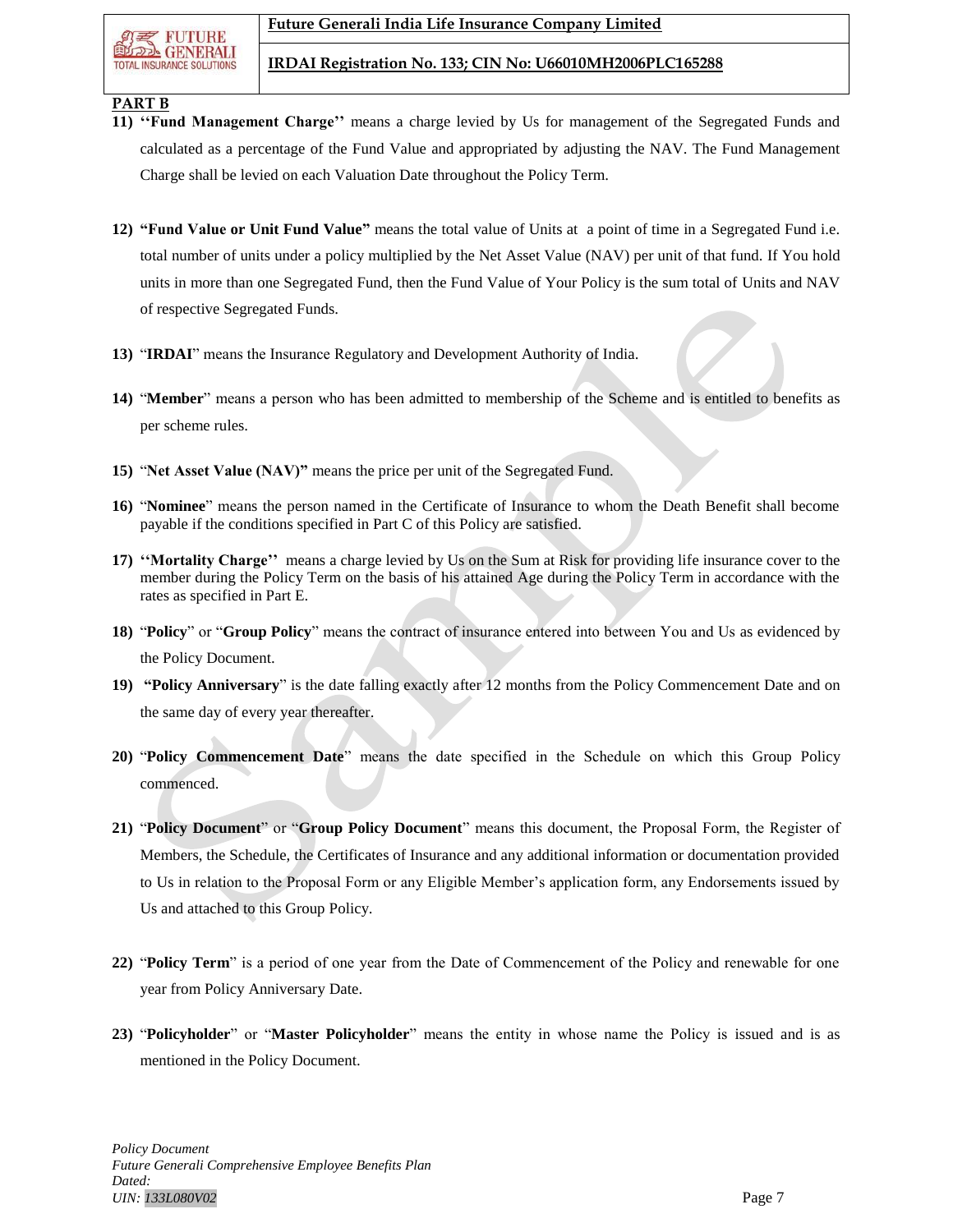**PART B**

11) **''Fund Management Charge''** means a charge levied by Us for management of the Segregated Funds and calculated as a percentage of the Fund Value and appropriated by adjusting the NAV. The Fund Management Charge shall be levied on each Valuation Date throughout the Policy Term.

12) **"Fund Value or Unit Fund Value"** means the total value of Units at a point of time in a Segregated Fund i.e. total number of units under a policy multiplied by the Net Asset Value (NAV) per unit of that fund. If You hold units in more than one Segregated Fund, then the Fund Value of Your Policy is the sum total of Units and NAV of respective Segregated Funds.

13) "**IRDAI**" means the Insurance Regulatory and Development Authority of India.

14) "**Member**" means a person who has been admitted to membership of the Scheme and is entitled to benefits as per scheme rules.

15) "**Net Asset Value (NAV)"** means the price per unit of the Segregated Fund.

16) "**Nominee**" means the person named in the Certificate of Insurance to whom the Death Benefit shall become payable if the conditions specified in Part C of this Policy are satisfied.

17) **''Mortality Charge''** means a charge levied by Us on the Sum at Risk for providing life insurance cover to the member during the Policy Term on the basis of his attained Age during the Policy Term in accordance with the rates as specified in Part E.

18) "**Policy**" or "**Group Policy**" means the contract of insurance entered into between You and Us as evidenced by the Policy Document.

19) **"Policy Anniversary**" is the date falling exactly after 12 months from the Policy Commencement Date and on the same day of every year thereafter.

20) "**Policy Commencement Date**" means the date specified in the Schedule on which this Group Policy commenced.

21) "**Policy Document**" or "**Group Policy Document**" means this document, the Proposal Form, the Register of Members, the Schedule, the Certificates of Insurance and any additional information or documentation provided to Us in relation to the Proposal Form or any Eligible Member's application form, any Endorsements issued by Us and attached to this Group Policy.

22) "**Policy Term**" is a period of one year from the Date of Commencement of the Policy and renewable for one year from Policy Anniversary Date.

23) "**Policyholder**" or "**Master Policyholder**" means the entity in whose name the Policy is issued and is as mentioned in the Policy Document.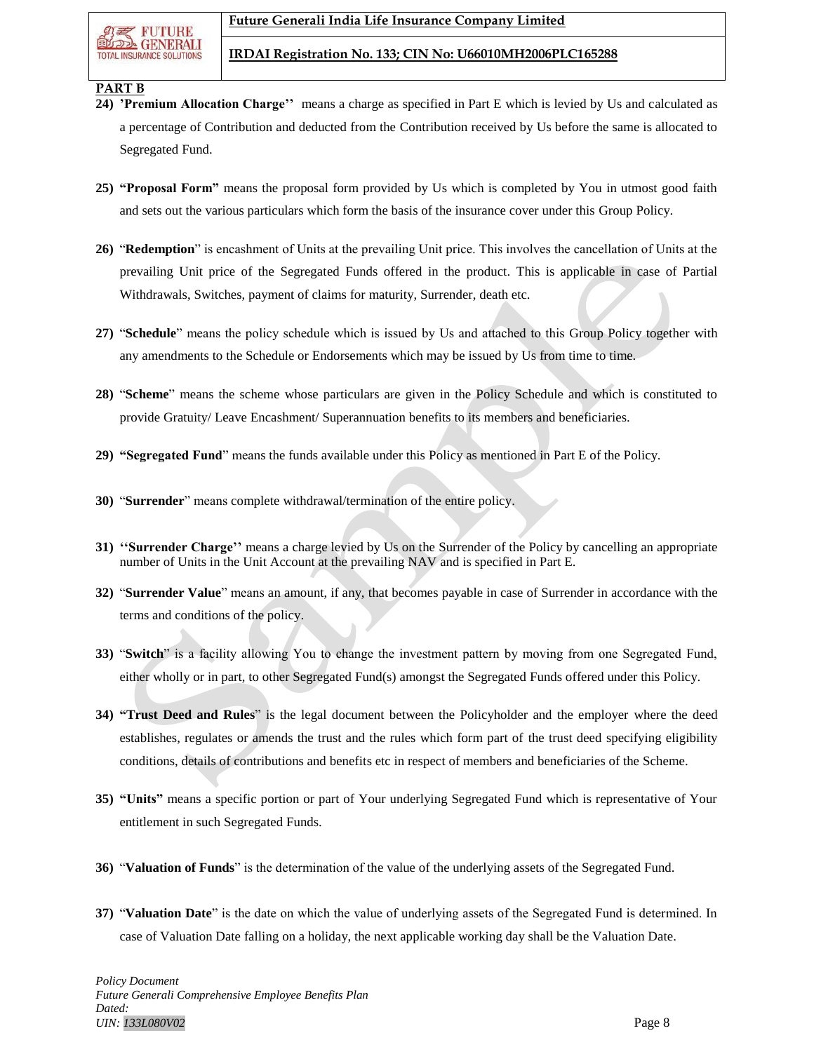**PART B**

24) **'Premium Allocation Charge''** means a charge as specified in Part E which is levied by Us and calculated as a percentage of Contribution and deducted from the Contribution received by Us before the same is allocated to Segregated Fund.

25) **"Proposal Form"** means the proposal form provided by Us which is completed by You in utmost good faith and sets out the various particulars which form the basis of the insurance cover under this Group Policy.

26) "**Redemption**" is encashment of Units at the prevailing Unit price. This involves the cancellation of Units at the prevailing Unit price of the Segregated Funds offered in the product. This is applicable in case of Partial Withdrawals, Switches, payment of claims for maturity, Surrender, death etc.

27) "**Schedule**" means the policy schedule which is issued by Us and attached to this Group Policy together with any amendments to the Schedule or Endorsements which may be issued by Us from time to time.

28) "**Scheme**" means the scheme whose particulars are given in the Policy Schedule and which is constituted to provide Gratuity/ Leave Encashment/ Superannuation benefits to its members and beneficiaries.

29) **"Segregated Fund**" means the funds available under this Policy as mentioned in Part E of the Policy.

30) "**Surrender**" means complete withdrawal/termination of the entire policy.

31) **''Surrender Charge''** means a charge levied by Us on the Surrender of the Policy by cancelling an appropriate number of Units in the Unit Account at the prevailing NAV and is specified in Part E.

32) "**Surrender Value**" means an amount, if any, that becomes payable in case of Surrender in accordance with the terms and conditions of the policy.

33) "**Switch**" is a facility allowing You to change the investment pattern by moving from one Segregated Fund, either wholly or in part, to other Segregated Fund(s) amongst the Segregated Funds offered under this Policy.

34) **"Trust Deed and Rules**" is the legal document between the Policyholder and the employer where the deed establishes, regulates or amends the trust and the rules which form part of the trust deed specifying eligibility conditions, details of contributions and benefits etc in respect of members and beneficiaries of the Scheme.

35) **"Units"** means a specific portion or part of Your underlying Segregated Fund which is representative of Your entitlement in such Segregated Funds.

36) "**Valuation of Funds**" is the determination of the value of the underlying assets of the Segregated Fund.

37) "**Valuation Date**" is the date on which the value of underlying assets of the Segregated Fund is determined. In case of Valuation Date falling on a holiday, the next applicable working day shall be the Valuation Date.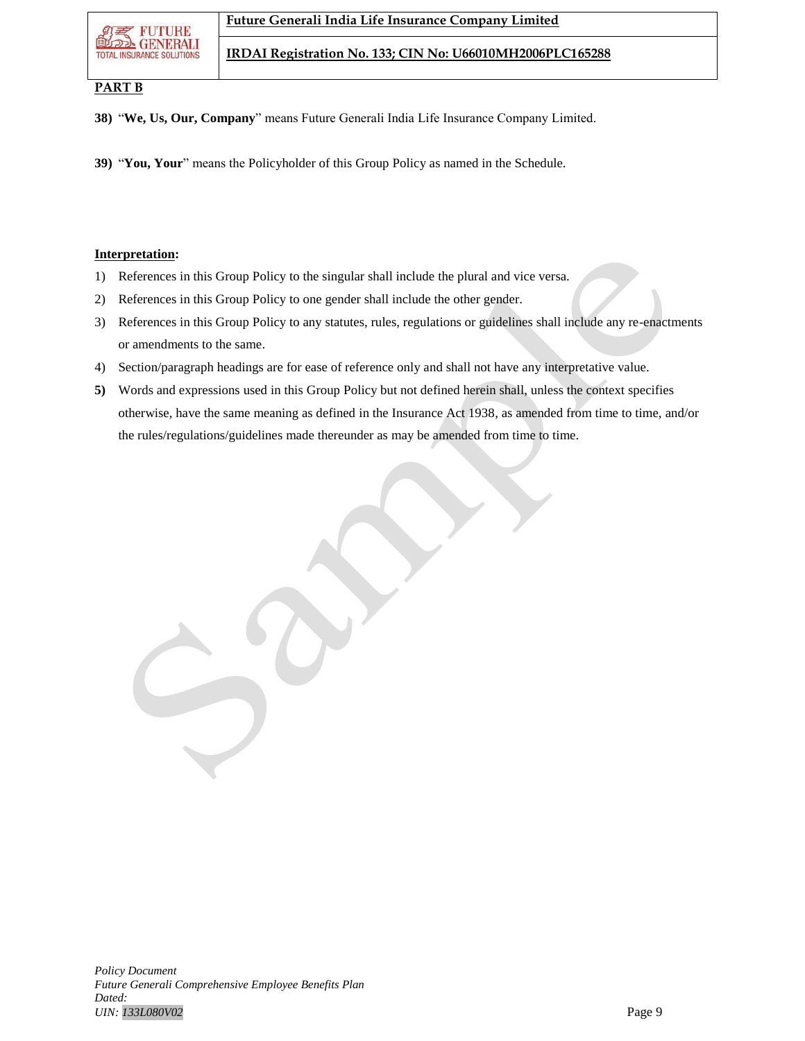**PART B**

**38)** "**We, Us, Our, Company**" means Future Generali India Life Insurance Company Limited.

**39)** "**You, Your**" means the Policyholder of this Group Policy as named in the Schedule.

**Interpretation:**

1) References in this Group Policy to the singular shall include the plural and vice versa.
2) References in this Group Policy to one gender shall include the other gender.
3) References in this Group Policy to any statutes, rules, regulations or guidelines shall include any re-enactments or amendments to the same.
4) Section/paragraph headings are for ease of reference only and shall not have any interpretative value.
5) Words and expressions used in this Group Policy but not defined herein shall, unless the context specifies otherwise, have the same meaning as defined in the Insurance Act 1938, as amended from time to time, and/or the rules/regulations/guidelines made thereunder as may be amended from time to time.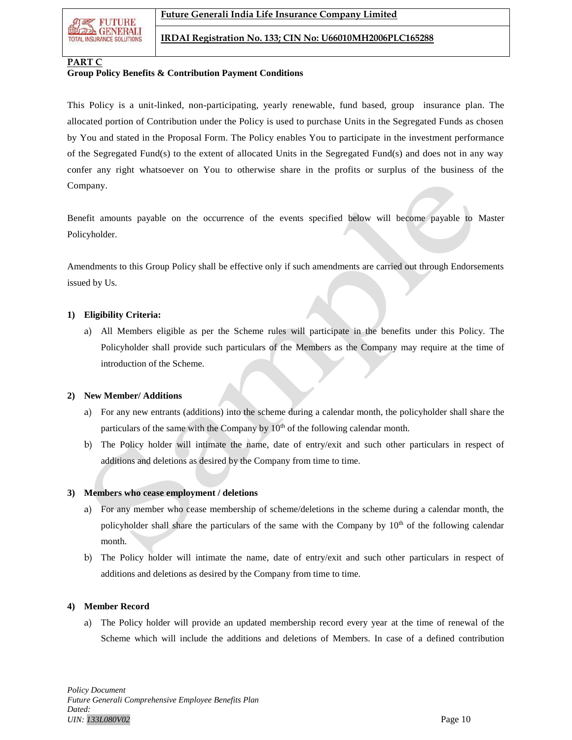**PART C**

**Group Policy Benefits & Contribution Payment Conditions**

This Policy is a unit-linked, non-participating, yearly renewable, fund based, group insurance plan. The allocated portion of Contribution under the Policy is used to purchase Units in the Segregated Funds as chosen by You and stated in the Proposal Form. The Policy enables You to participate in the investment performance of the Segregated Fund(s) to the extent of allocated Units in the Segregated Fund(s) and does not in any way confer any right whatsoever on You to otherwise share in the profits or surplus of the business of the Company.

Benefit amounts payable on the occurrence of the events specified below will become payable to Master Policyholder.

Amendments to this Group Policy shall be effective only if such amendments are carried out through Endorsements issued by Us.

**1) Eligibility Criteria:**

a) All Members eligible as per the Scheme rules will participate in the benefits under this Policy. The Policyholder shall provide such particulars of the Members as the Company may require at the time of introduction of the Scheme.

**2) New Member/ Additions**

a) For any new entrants (additions) into the scheme during a calendar month, the policyholder shall share the particulars of the same with the Company by 10th of the following calendar month.

b) The Policy holder will intimate the name, date of entry/exit and such other particulars in respect of additions and deletions as desired by the Company from time to time.

**3) Members who cease employment / deletions**

a) For any member who cease membership of scheme/deletions in the scheme during a calendar month, the policyholder shall share the particulars of the same with the Company by 10th of the following calendar month.

b) The Policy holder will intimate the name, date of entry/exit and such other particulars in respect of additions and deletions as desired by the Company from time to time.

**4) Member Record**

a) The Policy holder will provide an updated membership record every year at the time of renewal of the Scheme which will include the additions and deletions of Members. In case of a defined contribution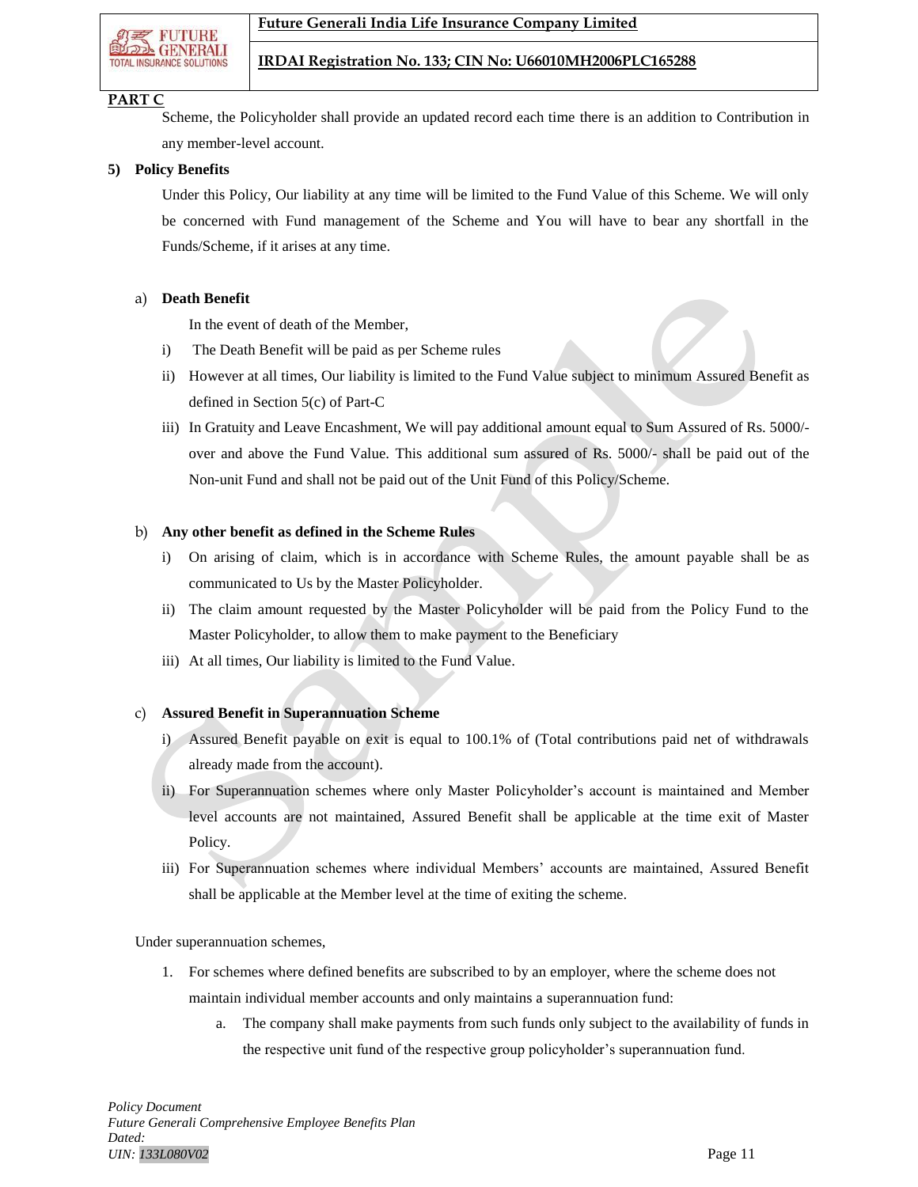**PART C**

Scheme, the Policyholder shall provide an updated record each time there is an addition to Contribution in any member-level account.

**5) Policy Benefits**

Under this Policy, Our liability at any time will be limited to the Fund Value of this Scheme. We will only be concerned with Fund management of the Scheme and You will have to bear any shortfall in the Funds/Scheme, if it arises at any time.

a) **Death Benefit**

In the event of death of the Member,

i) The Death Benefit will be paid as per Scheme rules

ii) However at all times, Our liability is limited to the Fund Value subject to minimum Assured Benefit as defined in Section 5(c) of Part-C

iii) In Gratuity and Leave Encashment, We will pay additional amount equal to Sum Assured of Rs. 5000/- over and above the Fund Value. This additional sum assured of Rs. 5000/- shall be paid out of the Non-unit Fund and shall not be paid out of the Unit Fund of this Policy/Scheme.

b) **Any other benefit as defined in the Scheme Rules**

i) On arising of claim, which is in accordance with Scheme Rules, the amount payable shall be as communicated to Us by the Master Policyholder.

ii) The claim amount requested by the Master Policyholder will be paid from the Policy Fund to the Master Policyholder, to allow them to make payment to the Beneficiary

iii) At all times, Our liability is limited to the Fund Value.

c) **Assured Benefit in Superannuation Scheme**

i) Assured Benefit payable on exit is equal to 100.1% of (Total contributions paid net of withdrawals already made from the account).

ii) For Superannuation schemes where only Master Policyholder's account is maintained and Member level accounts are not maintained, Assured Benefit shall be applicable at the time exit of Master Policy.

iii) For Superannuation schemes where individual Members' accounts are maintained, Assured Benefit shall be applicable at the Member level at the time of exiting the scheme.

Under superannuation schemes,

1. For schemes where defined benefits are subscribed to by an employer, where the scheme does not maintain individual member accounts and only maintains a superannuation fund:
    a. The company shall make payments from such funds only subject to the availability of funds in the respective unit fund of the respective group policyholder's superannuation fund.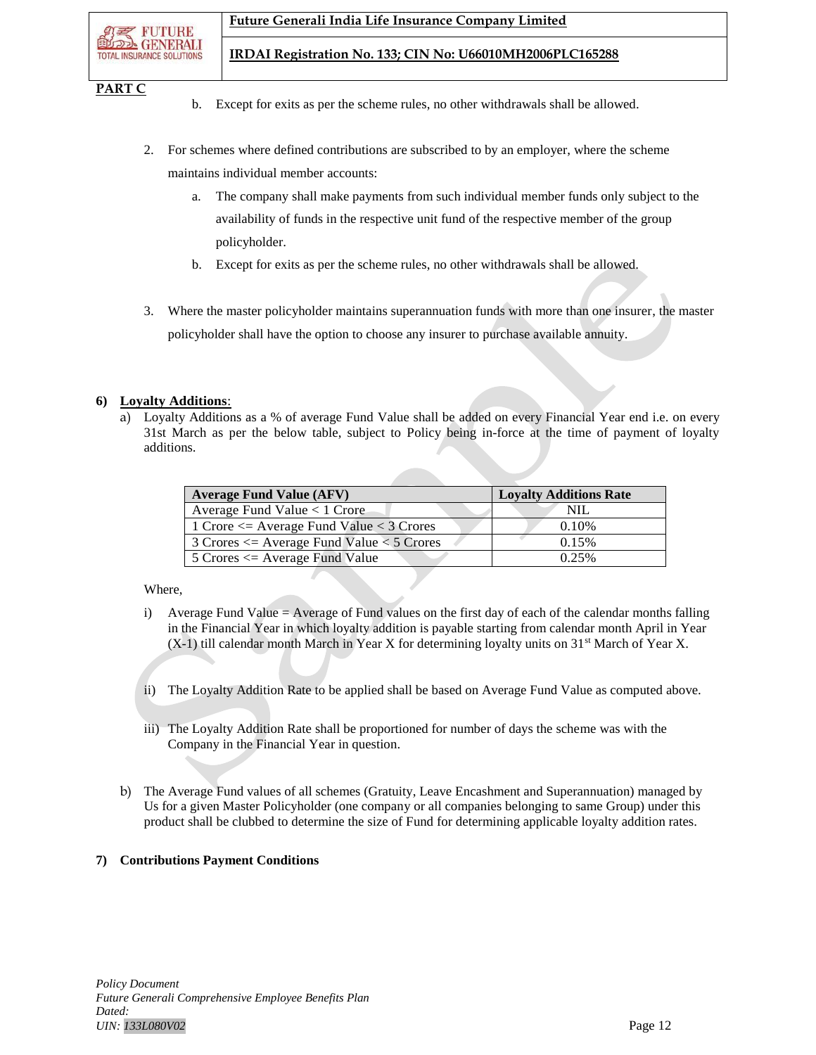**PART C**

b. Except for exits as per the scheme rules, no other withdrawals shall be allowed.

2. For schemes where defined contributions are subscribed to by an employer, where the scheme maintains individual member accounts:

   a. The company shall make payments from such individual member funds only subject to the availability of funds in the respective unit fund of the respective member of the group policyholder.

   b. Except for exits as per the scheme rules, no other withdrawals shall be allowed.

3. Where the master policyholder maintains superannuation funds with more than one insurer, the master policyholder shall have the option to choose any insurer to purchase available annuity.

**6) Loyalty Additions**:

a) Loyalty Additions as a % of average Fund Value shall be added on every Financial Year end i.e. on every 31st March as per the below table, subject to Policy being in-force at the time of payment of loyalty additions.

| Average Fund Value (AFV) | Loyalty Additions Rate |
|---|---|
| Average Fund Value < 1 Crore | NIL |
| 1 Crore <= Average Fund Value < 3 Crores | 0.10% |
| 3 Crores <= Average Fund Value < 5 Crores | 0.15% |
| 5 Crores <= Average Fund Value | 0.25% |

Where,

i) Average Fund Value = Average of Fund values on the first day of each of the calendar months falling in the Financial Year in which loyalty addition is payable starting from calendar month April in Year (X-1) till calendar month March in Year X for determining loyalty units on 31st March of Year X.

ii) The Loyalty Addition Rate to be applied shall be based on Average Fund Value as computed above.

iii) The Loyalty Addition Rate shall be proportioned for number of days the scheme was with the Company in the Financial Year in question.

b) The Average Fund values of all schemes (Gratuity, Leave Encashment and Superannuation) managed by Us for a given Master Policyholder (one company or all companies belonging to same Group) under this product shall be clubbed to determine the size of Fund for determining applicable loyalty addition rates.

**7) Contributions Payment Conditions**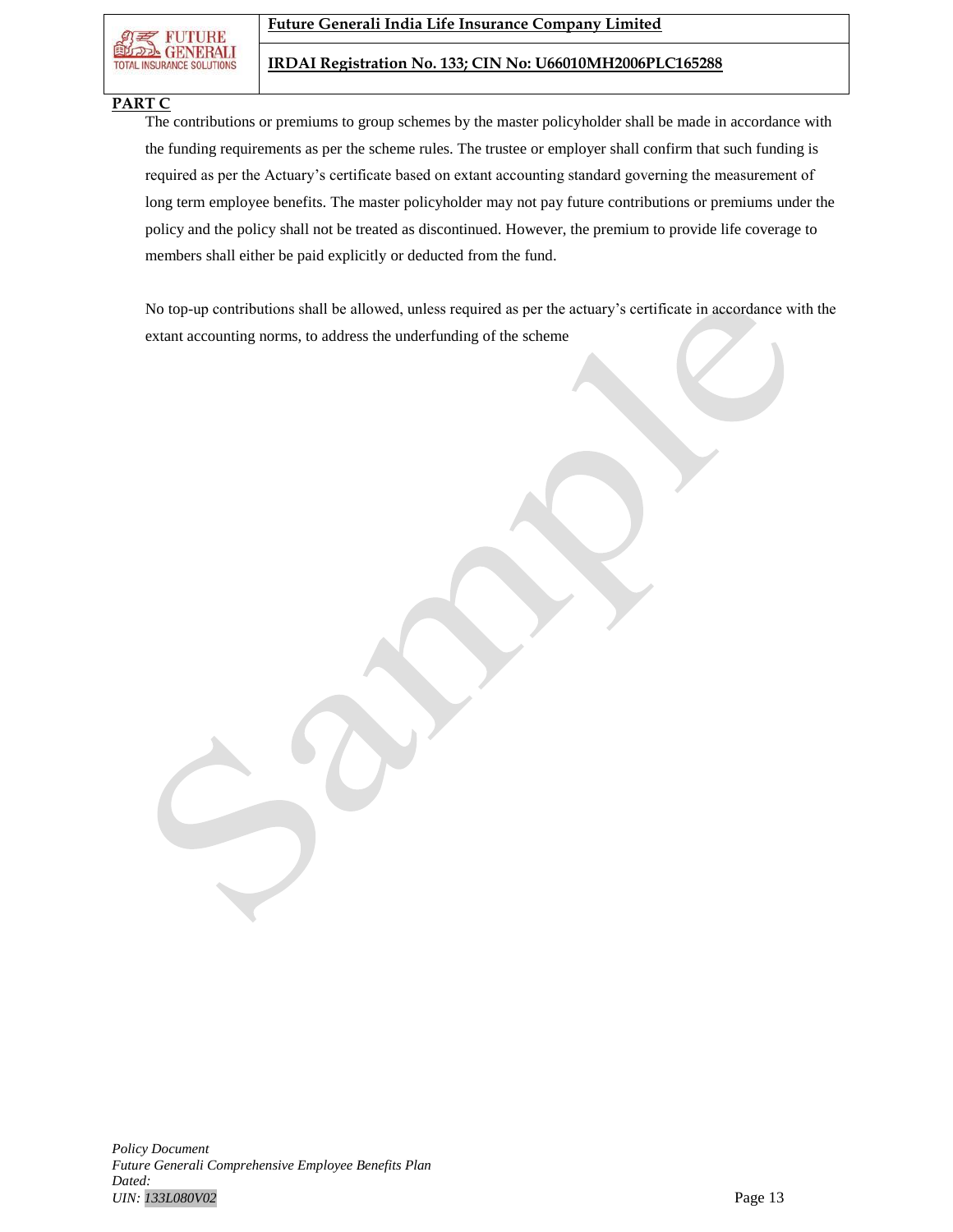**PART C**

The contributions or premiums to group schemes by the master policyholder shall be made in accordance with the funding requirements as per the scheme rules. The trustee or employer shall confirm that such funding is required as per the Actuary's certificate based on extant accounting standard governing the measurement of long term employee benefits. The master policyholder may not pay future contributions or premiums under the policy and the policy shall not be treated as discontinued. However, the premium to provide life coverage to members shall either be paid explicitly or deducted from the fund.

No top-up contributions shall be allowed, unless required as per the actuary's certificate in accordance with the extant accounting norms, to address the underfunding of the scheme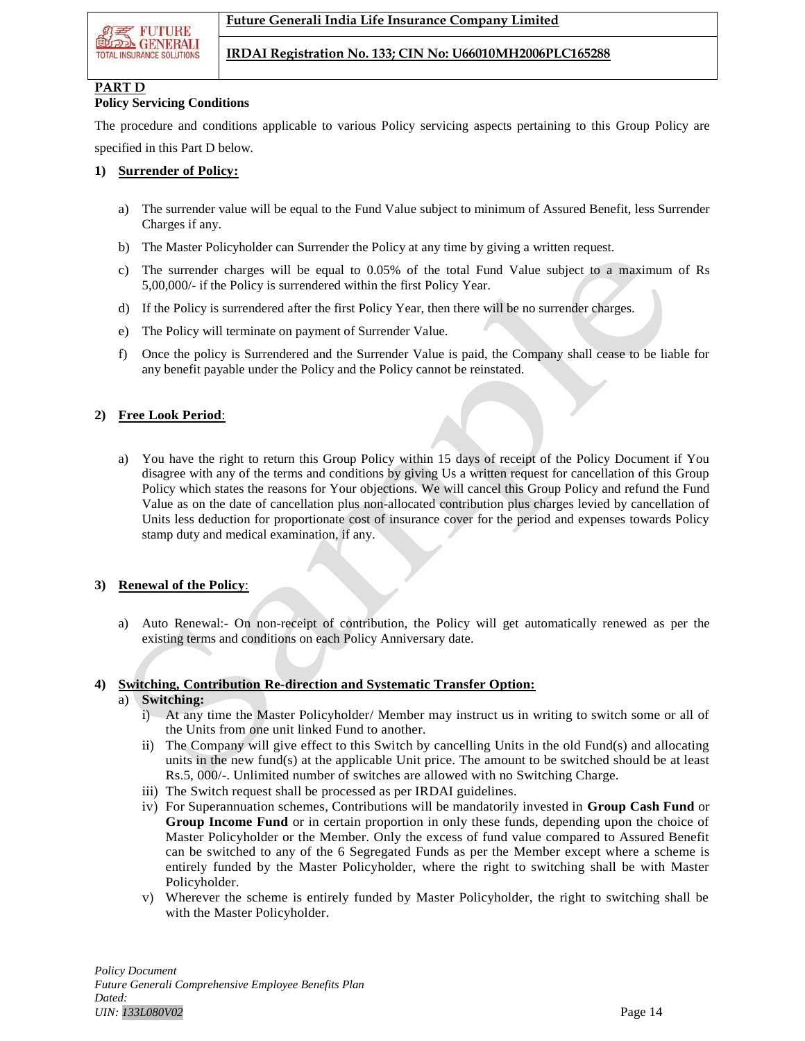## PART D

### Policy Servicing Conditions

The procedure and conditions applicable to various Policy servicing aspects pertaining to this Group Policy are specified in this Part D below.

**1) Surrender of Policy:**

a) The surrender value will be equal to the Fund Value subject to minimum of Assured Benefit, less Surrender Charges if any.

b) The Master Policyholder can Surrender the Policy at any time by giving a written request.

c) The surrender charges will be equal to 0.05% of the total Fund Value subject to a maximum of Rs 5,00,000/- if the Policy is surrendered within the first Policy Year.

d) If the Policy is surrendered after the first Policy Year, then there will be no surrender charges.

e) The Policy will terminate on payment of Surrender Value.

f) Once the policy is Surrendered and the Surrender Value is paid, the Company shall cease to be liable for any benefit payable under the Policy and the Policy cannot be reinstated.

**2) Free Look Period:**

a) You have the right to return this Group Policy within 15 days of receipt of the Policy Document if You disagree with any of the terms and conditions by giving Us a written request for cancellation of this Group Policy which states the reasons for Your objections. We will cancel this Group Policy and refund the Fund Value as on the date of cancellation plus non-allocated contribution plus charges levied by cancellation of Units less deduction for proportionate cost of insurance cover for the period and expenses towards Policy stamp duty and medical examination, if any.

**3) Renewal of the Policy:**

a) Auto Renewal:- On non-receipt of contribution, the Policy will get automatically renewed as per the existing terms and conditions on each Policy Anniversary date.

**4) Switching, Contribution Re-direction and Systematic Transfer Option:**

a) **Switching:**

i) At any time the Master Policyholder/ Member may instruct us in writing to switch some or all of the Units from one unit linked Fund to another.

ii) The Company will give effect to this Switch by cancelling Units in the old Fund(s) and allocating units in the new fund(s) at the applicable Unit price. The amount to be switched should be at least Rs.5, 000/-. Unlimited number of switches are allowed with no Switching Charge.

iii) The Switch request shall be processed as per IRDAI guidelines.

iv) For Superannuation schemes, Contributions will be mandatorily invested in **Group Cash Fund** or **Group Income Fund** or in certain proportion in only these funds, depending upon the choice of Master Policyholder or the Member. Only the excess of fund value compared to Assured Benefit can be switched to any of the 6 Segregated Funds as per the Member except where a scheme is entirely funded by the Master Policyholder, where the right to switching shall be with Master Policyholder.

v) Wherever the scheme is entirely funded by Master Policyholder, the right to switching shall be with the Master Policyholder.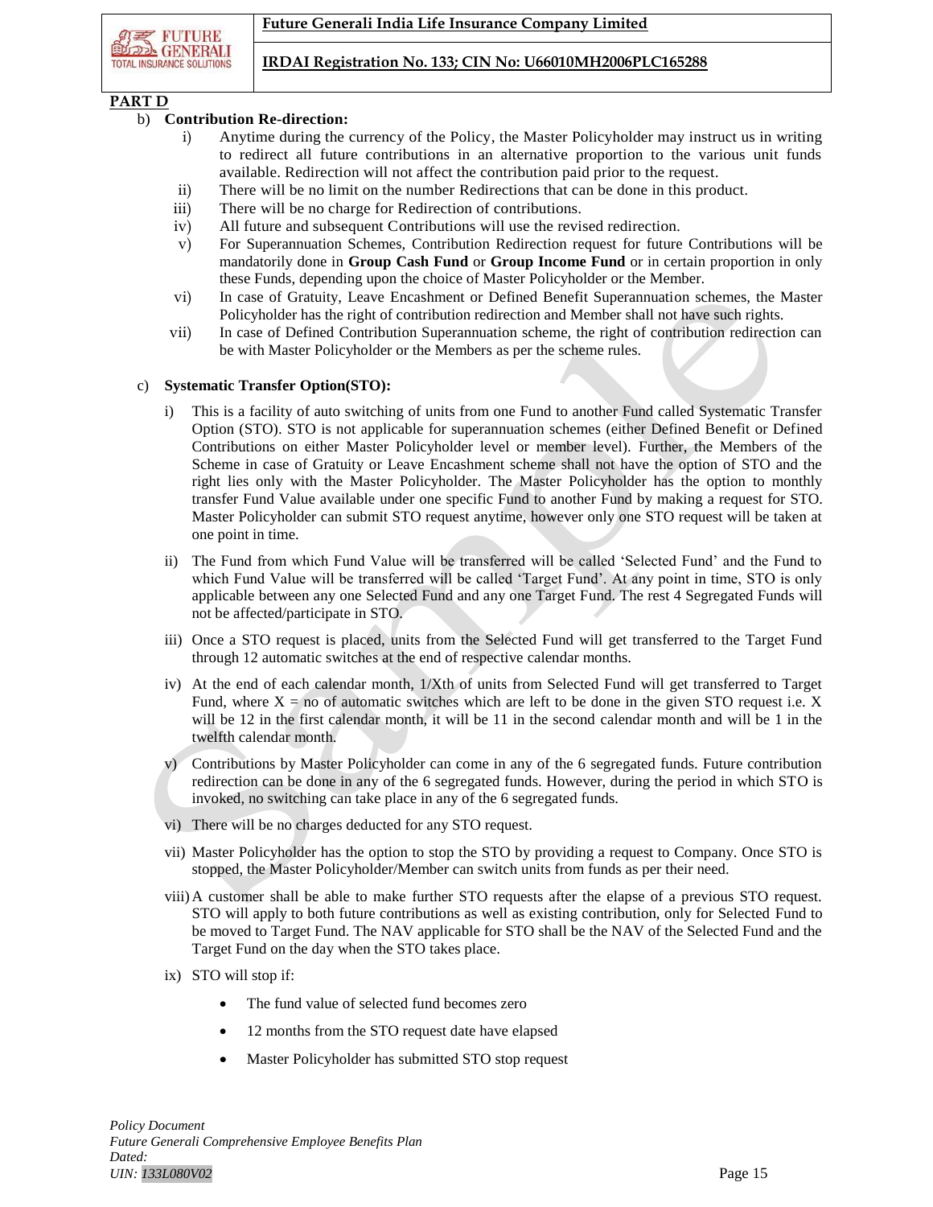## PART D

b) **Contribution Re-direction:**

i) Anytime during the currency of the Policy, the Master Policyholder may instruct us in writing to redirect all future contributions in an alternative proportion to the various unit funds available. Redirection will not affect the contribution paid prior to the request.

ii) There will be no limit on the number Redirections that can be done in this product.

iii) There will be no charge for Redirection of contributions.

iv) All future and subsequent Contributions will use the revised redirection.

v) For Superannuation Schemes, Contribution Redirection request for future Contributions will be mandatorily done in **Group Cash Fund** or **Group Income Fund** or in certain proportion in only these Funds, depending upon the choice of Master Policyholder or the Member.

vi) In case of Gratuity, Leave Encashment or Defined Benefit Superannuation schemes, the Master Policyholder has the right of contribution redirection and Member shall not have such rights.

vii) In case of Defined Contribution Superannuation scheme, the right of contribution redirection can be with Master Policyholder or the Members as per the scheme rules.

c) **Systematic Transfer Option(STO):**

i) This is a facility of auto switching of units from one Fund to another Fund called Systematic Transfer Option (STO). STO is not applicable for superannuation schemes (either Defined Benefit or Defined Contributions on either Master Policyholder level or member level). Further, the Members of the Scheme in case of Gratuity or Leave Encashment scheme shall not have the option of STO and the right lies only with the Master Policyholder. The Master Policyholder has the option to monthly transfer Fund Value available under one specific Fund to another Fund by making a request for STO. Master Policyholder can submit STO request anytime, however only one STO request will be taken at one point in time.

ii) The Fund from which Fund Value will be transferred will be called 'Selected Fund' and the Fund to which Fund Value will be transferred will be called 'Target Fund'. At any point in time, STO is only applicable between any one Selected Fund and any one Target Fund. The rest 4 Segregated Funds will not be affected/participate in STO.

iii) Once a STO request is placed, units from the Selected Fund will get transferred to the Target Fund through 12 automatic switches at the end of respective calendar months.

iv) At the end of each calendar month, 1/Xth of units from Selected Fund will get transferred to Target Fund, where X = no of automatic switches which are left to be done in the given STO request i.e. X will be 12 in the first calendar month, it will be 11 in the second calendar month and will be 1 in the twelfth calendar month.

v) Contributions by Master Policyholder can come in any of the 6 segregated funds. Future contribution redirection can be done in any of the 6 segregated funds. However, during the period in which STO is invoked, no switching can take place in any of the 6 segregated funds.

vi) There will be no charges deducted for any STO request.

vii) Master Policyholder has the option to stop the STO by providing a request to Company. Once STO is stopped, the Master Policyholder/Member can switch units from funds as per their need.

viii) A customer shall be able to make further STO requests after the elapse of a previous STO request. STO will apply to both future contributions as well as existing contribution, only for Selected Fund to be moved to Target Fund. The NAV applicable for STO shall be the NAV of the Selected Fund and the Target Fund on the day when the STO takes place.

ix) STO will stop if:

- The fund value of selected fund becomes zero
- 12 months from the STO request date have elapsed
- Master Policyholder has submitted STO stop request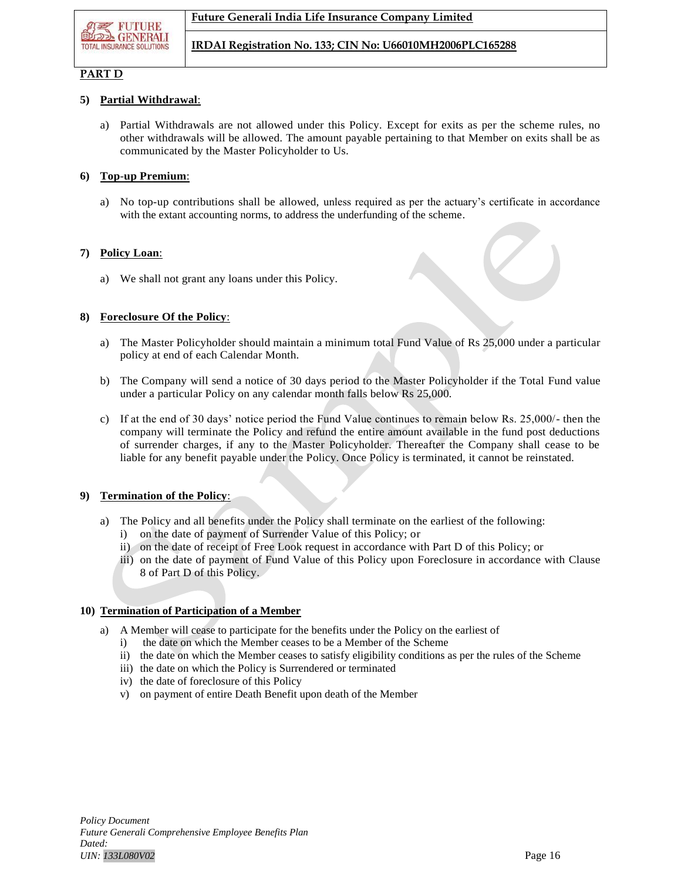**PART D**

5) **Partial Withdrawal**:

a) Partial Withdrawals are not allowed under this Policy. Except for exits as per the scheme rules, no other withdrawals will be allowed. The amount payable pertaining to that Member on exits shall be as communicated by the Master Policyholder to Us.

6) **Top-up Premium**:

a) No top-up contributions shall be allowed, unless required as per the actuary's certificate in accordance with the extant accounting norms, to address the underfunding of the scheme.

7) **Policy Loan**:

a) We shall not grant any loans under this Policy.

8) **Foreclosure Of the Policy**:

a) The Master Policyholder should maintain a minimum total Fund Value of Rs 25,000 under a particular policy at end of each Calendar Month.

b) The Company will send a notice of 30 days period to the Master Policyholder if the Total Fund value under a particular Policy on any calendar month falls below Rs 25,000.

c) If at the end of 30 days' notice period the Fund Value continues to remain below Rs. 25,000/- then the company will terminate the Policy and refund the entire amount available in the fund post deductions of surrender charges, if any to the Master Policyholder. Thereafter the Company shall cease to be liable for any benefit payable under the Policy. Once Policy is terminated, it cannot be reinstated.

9) **Termination of the Policy**:

a) The Policy and all benefits under the Policy shall terminate on the earliest of the following:
   i) on the date of payment of Surrender Value of this Policy; or
   ii) on the date of receipt of Free Look request in accordance with Part D of this Policy; or
   iii) on the date of payment of Fund Value of this Policy upon Foreclosure in accordance with Clause 8 of Part D of this Policy.

10) **Termination of Participation of a Member**

a) A Member will cease to participate for the benefits under the Policy on the earliest of
   i) the date on which the Member ceases to be a Member of the Scheme
   ii) the date on which the Member ceases to satisfy eligibility conditions as per the rules of the Scheme
   iii) the date on which the Policy is Surrendered or terminated
   iv) the date of foreclosure of this Policy
   v) on payment of entire Death Benefit upon death of the Member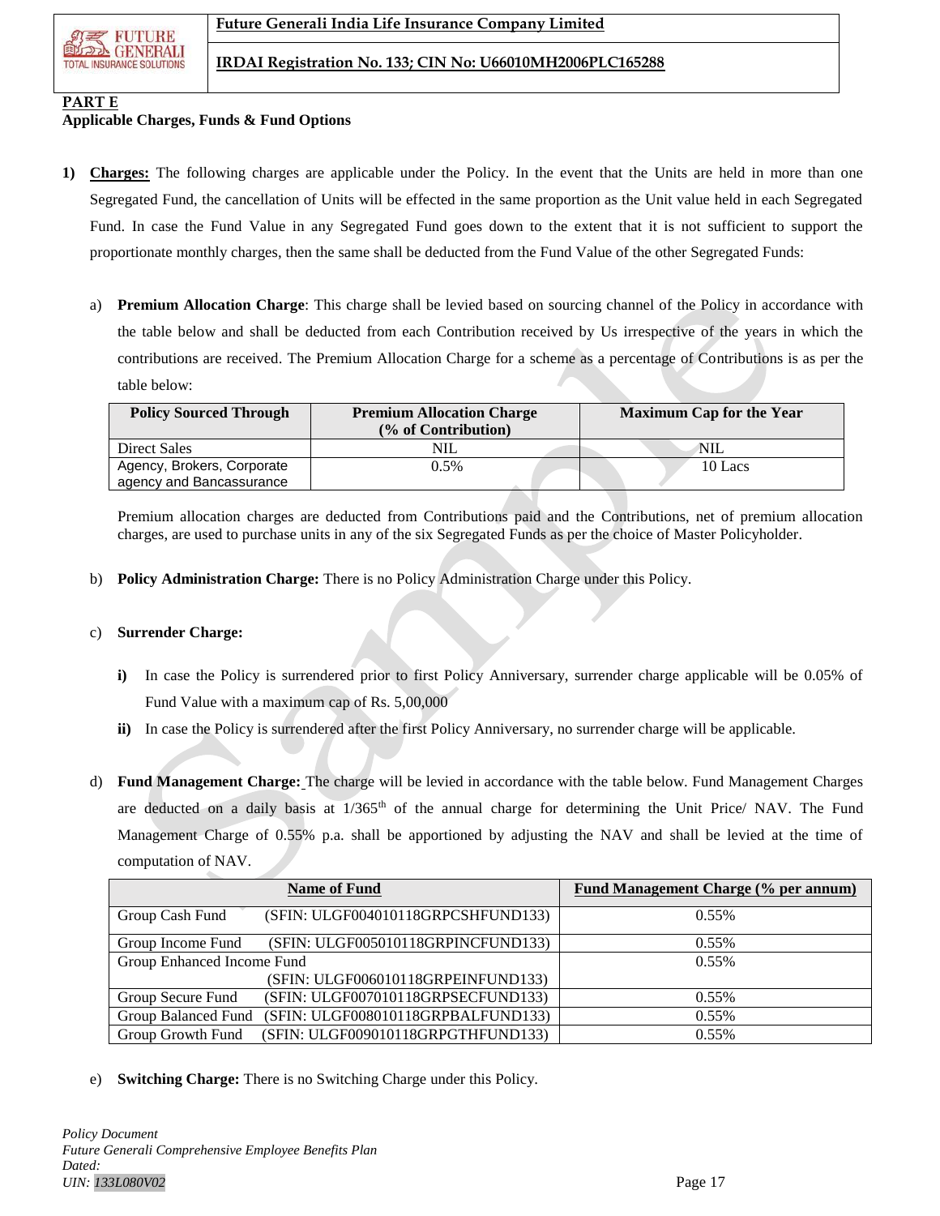**PART E**

**Applicable Charges, Funds & Fund Options**

1) **Charges:** The following charges are applicable under the Policy. In the event that the Units are held in more than one Segregated Fund, the cancellation of Units will be effected in the same proportion as the Unit value held in each Segregated Fund. In case the Fund Value in any Segregated Fund goes down to the extent that it is not sufficient to support the proportionate monthly charges, then the same shall be deducted from the Fund Value of the other Segregated Funds:

   a) **Premium Allocation Charge**: This charge shall be levied based on sourcing channel of the Policy in accordance with the table below and shall be deducted from each Contribution received by Us irrespective of the years in which the contributions are received. The Premium Allocation Charge for a scheme as a percentage of Contributions is as per the table below:

| Policy Sourced Through | Premium Allocation Charge (% of Contribution) | Maximum Cap for the Year |
|---|---|---|
| Direct Sales | NIL | NIL |
| Agency, Brokers, Corporate agency and Bancassurance | 0.5% | 10 Lacs |

   Premium allocation charges are deducted from Contributions paid and the Contributions, net of premium allocation charges, are used to purchase units in any of the six Segregated Funds as per the choice of Master Policyholder.

   b) **Policy Administration Charge:** There is no Policy Administration Charge under this Policy.

   c) **Surrender Charge:**

      **i)** In case the Policy is surrendered prior to first Policy Anniversary, surrender charge applicable will be 0.05% of Fund Value with a maximum cap of Rs. 5,00,000

      **ii)** In case the Policy is surrendered after the first Policy Anniversary, no surrender charge will be applicable.

   d) **Fund Management Charge:** The charge will be levied in accordance with the table below. Fund Management Charges are deducted on a daily basis at 1/365th of the annual charge for determining the Unit Price/ NAV. The Fund Management Charge of 0.55% p.a. shall be apportioned by adjusting the NAV and shall be levied at the time of computation of NAV.

| Name of Fund | Fund Management Charge (% per annum) |
|---|---|
| Group Cash Fund (SFIN: ULGF004010118GRPCSHFUND133) | 0.55% |
| Group Income Fund (SFIN: ULGF005010118GRPINCFUND133) | 0.55% |
| Group Enhanced Income Fund (SFIN: ULGF006010118GRPEINFUND133) | 0.55% |
| Group Secure Fund (SFIN: ULGF007010118GRPSECFUND133) | 0.55% |
| Group Balanced Fund (SFIN: ULGF008010118GRPBALFUND133) | 0.55% |
| Group Growth Fund (SFIN: ULGF009010118GRPGTHFUND133) | 0.55% |

   e) **Switching Charge:** There is no Switching Charge under this Policy.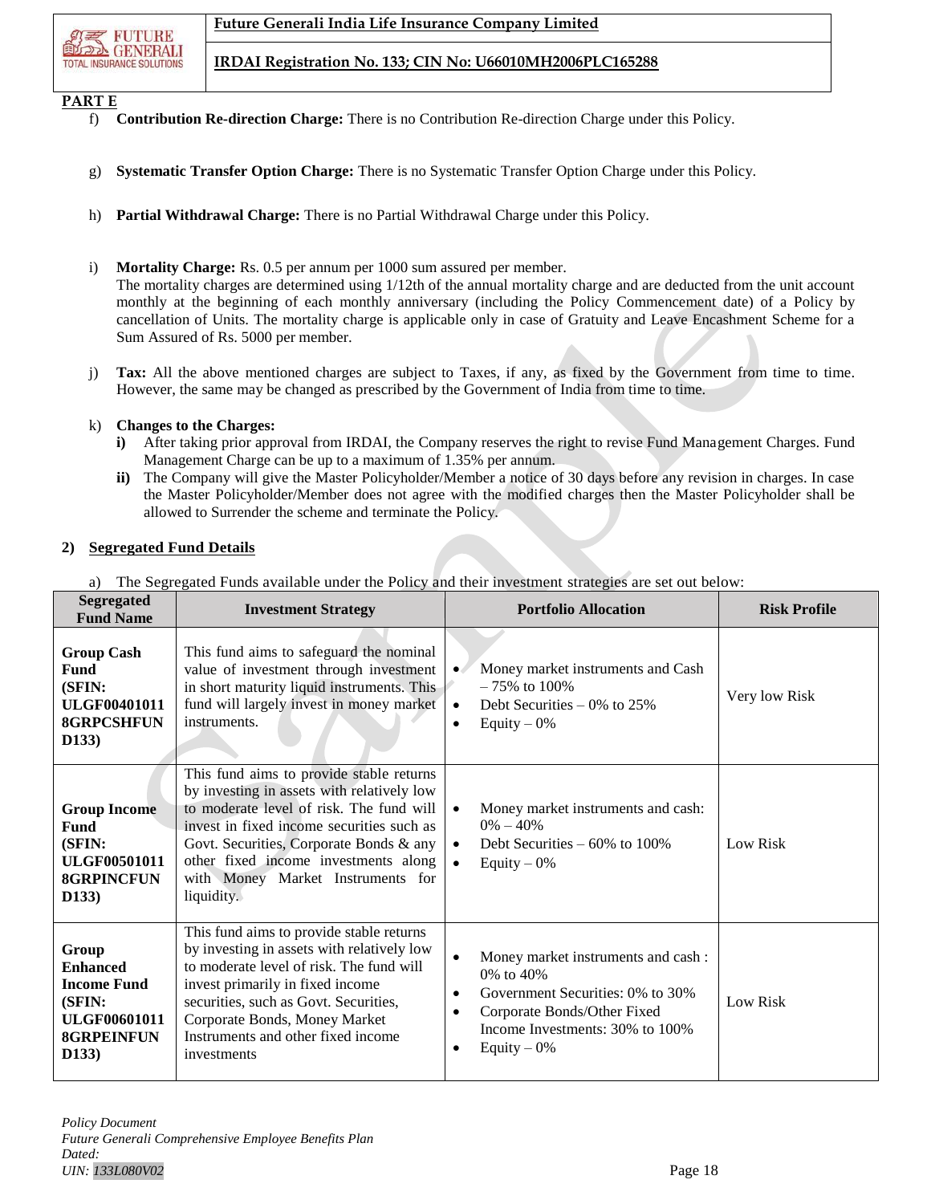**PART E**

f) **Contribution Re-direction Charge:** There is no Contribution Re-direction Charge under this Policy.

g) **Systematic Transfer Option Charge:** There is no Systematic Transfer Option Charge under this Policy.

h) **Partial Withdrawal Charge:** There is no Partial Withdrawal Charge under this Policy.

i) **Mortality Charge:** Rs. 0.5 per annum per 1000 sum assured per member.
The mortality charges are determined using 1/12th of the annual mortality charge and are deducted from the unit account monthly at the beginning of each monthly anniversary (including the Policy Commencement date) of a Policy by cancellation of Units. The mortality charge is applicable only in case of Gratuity and Leave Encashment Scheme for a Sum Assured of Rs. 5000 per member.

j) **Tax:** All the above mentioned charges are subject to Taxes, if any, as fixed by the Government from time to time. However, the same may be changed as prescribed by the Government of India from time to time.

k) **Changes to the Charges:**
   **i)** After taking prior approval from IRDAI, the Company reserves the right to revise Fund Management Charges. Fund Management Charge can be up to a maximum of 1.35% per annum.
   **ii)** The Company will give the Master Policyholder/Member a notice of 30 days before any revision in charges. In case the Master Policyholder/Member does not agree with the modified charges then the Master Policyholder shall be allowed to Surrender the scheme and terminate the Policy.

## 2) Segregated Fund Details

a) The Segregated Funds available under the Policy and their investment strategies are set out below:

| Segregated Fund Name | Investment Strategy | Portfolio Allocation | Risk Profile |
|---|---|---|---|
| **Group Cash Fund (SFIN: ULGF004010118GRPCSHFUND133)** | This fund aims to safeguard the nominal value of investment through investment in short maturity liquid instruments. This fund will largely invest in money market instruments. | • Money market instruments and Cash – 75% to 100% <br> • Debt Securities – 0% to 25% <br> • Equity – 0% | Very low Risk |
| **Group Income Fund (SFIN: ULGF005010118GRPINCFUND133)** | This fund aims to provide stable returns by investing in assets with relatively low to moderate level of risk. The fund will invest in fixed income securities such as Govt. Securities, Corporate Bonds & any other fixed income investments along with Money Market Instruments for liquidity. | • Money market instruments and cash: 0% – 40% <br> • Debt Securities – 60% to 100% <br> • Equity – 0% | Low Risk |
| **Group Enhanced Income Fund (SFIN: ULGF006010118GRPEINFUND133)** | This fund aims to provide stable returns by investing in assets with relatively low to moderate level of risk. The fund will invest primarily in fixed income securities, such as Govt. Securities, Corporate Bonds, Money Market Instruments and other fixed income investments | • Money market instruments and cash : 0% to 40% <br> • Government Securities: 0% to 30% <br> • Corporate Bonds/Other Fixed Income Investments: 30% to 100% <br> • Equity – 0% | Low Risk |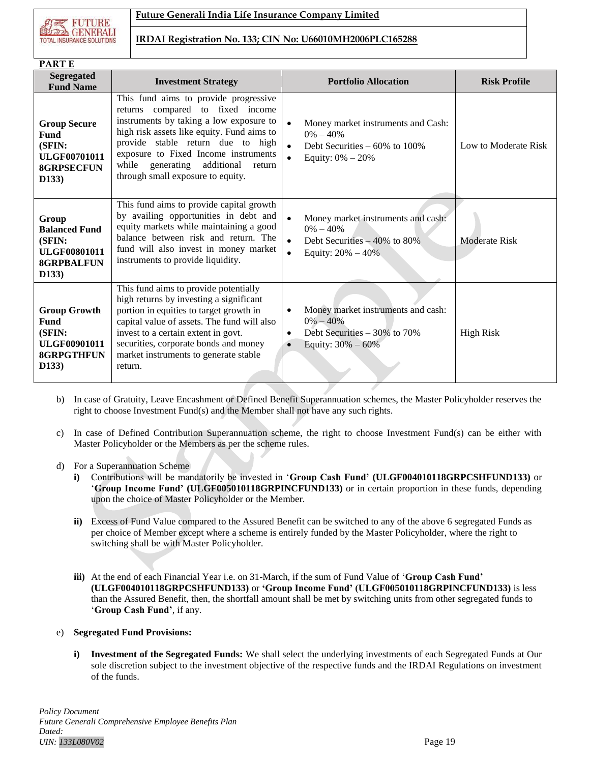**PART E**

| Segregated Fund Name | Investment Strategy | Portfolio Allocation | Risk Profile |
|---|---|---|---|
| **Group Secure Fund (SFIN: ULGF00701011 8GRPSECFUN D133)** | This fund aims to provide progressive returns compared to fixed income instruments by taking a low exposure to high risk assets like equity. Fund aims to provide stable return due to high exposure to Fixed Income instruments while generating additional return through small exposure to equity. | • Money market instruments and Cash: 0% – 40%<br>• Debt Securities – 60% to 100%<br>• Equity: 0% – 20% | Low to Moderate Risk |
| **Group Balanced Fund (SFIN: ULGF00801011 8GRPBALFUN D133)** | This fund aims to provide capital growth by availing opportunities in debt and equity markets while maintaining a good balance between risk and return. The fund will also invest in money market instruments to provide liquidity. | • Money market instruments and cash: 0% – 40%<br>• Debt Securities – 40% to 80%<br>• Equity: 20% – 40% | Moderate Risk |
| **Group Growth Fund (SFIN: ULGF00901011 8GRPGTHFUN D133)** | This fund aims to provide potentially high returns by investing a significant portion in equities to target growth in capital value of assets. The fund will also invest to a certain extent in govt. securities, corporate bonds and money market instruments to generate stable return. | • Money market instruments and cash: 0% – 40%<br>• Debt Securities – 30% to 70%<br>• Equity: 30% – 60% | High Risk |

b) In case of Gratuity, Leave Encashment or Defined Benefit Superannuation schemes, the Master Policyholder reserves the right to choose Investment Fund(s) and the Member shall not have any such rights.

c) In case of Defined Contribution Superannuation scheme, the right to choose Investment Fund(s) can be either with Master Policyholder or the Members as per the scheme rules.

d) For a Superannuation Scheme

   **i)** Contributions will be mandatorily be invested in '**Group Cash Fund' (ULGF004010118GRPCSHFUND133)** or '**Group Income Fund' (ULGF005010118GRPINCFUND133)** or in certain proportion in these funds, depending upon the choice of Master Policyholder or the Member.

   **ii)** Excess of Fund Value compared to the Assured Benefit can be switched to any of the above 6 segregated Funds as per choice of Member except where a scheme is entirely funded by the Master Policyholder, where the right to switching shall be with Master Policyholder.

   **iii)** At the end of each Financial Year i.e. on 31-March, if the sum of Fund Value of '**Group Cash Fund' (ULGF004010118GRPCSHFUND133)** or **'Group Income Fund' (ULGF005010118GRPINCFUND133)** is less than the Assured Benefit, then, the shortfall amount shall be met by switching units from other segregated funds to '**Group Cash Fund'**, if any.

e) **Segregated Fund Provisions:**

   **i) Investment of the Segregated Funds:** We shall select the underlying investments of each Segregated Funds at Our sole discretion subject to the investment objective of the respective funds and the IRDAI Regulations on investment of the funds.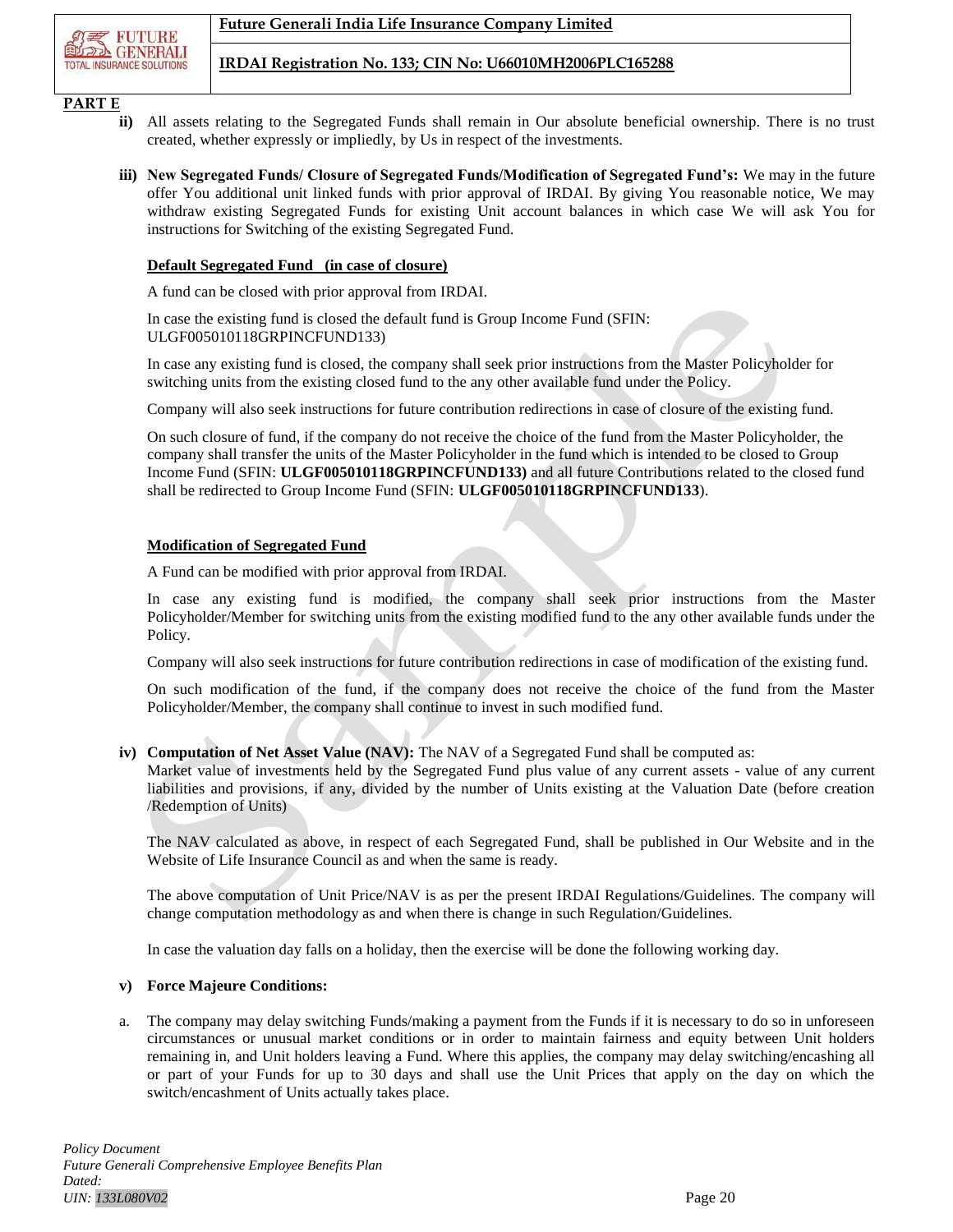**PART E**

**ii)** All assets relating to the Segregated Funds shall remain in Our absolute beneficial ownership. There is no trust created, whether expressly or impliedly, by Us in respect of the investments.

**iii) New Segregated Funds/ Closure of Segregated Funds/Modification of Segregated Fund's:** We may in the future offer You additional unit linked funds with prior approval of IRDAI. By giving You reasonable notice, We may withdraw existing Segregated Funds for existing Unit account balances in which case We will ask You for instructions for Switching of the existing Segregated Fund.

**Default Segregated Fund (in case of closure)**

A fund can be closed with prior approval from IRDAI.

In case the existing fund is closed the default fund is Group Income Fund (SFIN: ULGF005010118GRPINCFUND133)

In case any existing fund is closed, the company shall seek prior instructions from the Master Policyholder for switching units from the existing closed fund to the any other available fund under the Policy.

Company will also seek instructions for future contribution redirections in case of closure of the existing fund.

On such closure of fund, if the company do not receive the choice of the fund from the Master Policyholder, the company shall transfer the units of the Master Policyholder in the fund which is intended to be closed to Group Income Fund (SFIN: **ULGF005010118GRPINCFUND133)** and all future Contributions related to the closed fund shall be redirected to Group Income Fund (SFIN: **ULGF005010118GRPINCFUND133**).

**Modification of Segregated Fund**

A Fund can be modified with prior approval from IRDAI.

In case any existing fund is modified, the company shall seek prior instructions from the Master Policyholder/Member for switching units from the existing modified fund to the any other available funds under the Policy.

Company will also seek instructions for future contribution redirections in case of modification of the existing fund.

On such modification of the fund, if the company does not receive the choice of the fund from the Master Policyholder/Member, the company shall continue to invest in such modified fund.

**iv) Computation of Net Asset Value (NAV):** The NAV of a Segregated Fund shall be computed as:
Market value of investments held by the Segregated Fund plus value of any current assets - value of any current liabilities and provisions, if any, divided by the number of Units existing at the Valuation Date (before creation /Redemption of Units)

The NAV calculated as above, in respect of each Segregated Fund, shall be published in Our Website and in the Website of Life Insurance Council as and when the same is ready.

The above computation of Unit Price/NAV is as per the present IRDAI Regulations/Guidelines. The company will change computation methodology as and when there is change in such Regulation/Guidelines.

In case the valuation day falls on a holiday, then the exercise will be done the following working day.

**v) Force Majeure Conditions:**

a. The company may delay switching Funds/making a payment from the Funds if it is necessary to do so in unforeseen circumstances or unusual market conditions or in order to maintain fairness and equity between Unit holders remaining in, and Unit holders leaving a Fund. Where this applies, the company may delay switching/encashing all or part of your Funds for up to 30 days and shall use the Unit Prices that apply on the day on which the switch/encashment of Units actually takes place.

*Policy Document*
*Future Generali Comprehensive Employee Benefits Plan*
*Dated:*
*UIN: 133L080V02*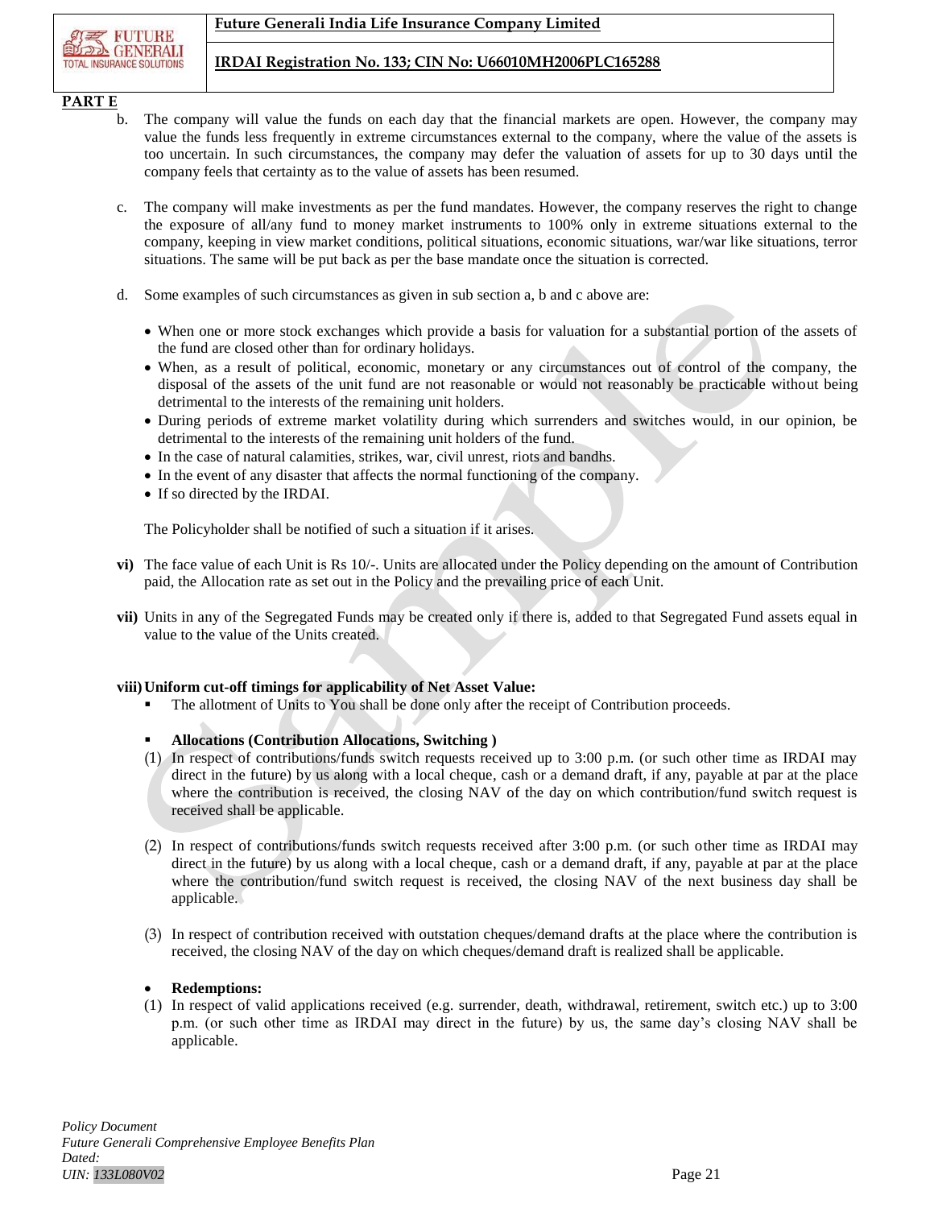**PART E**

b. The company will value the funds on each day that the financial markets are open. However, the company may value the funds less frequently in extreme circumstances external to the company, where the value of the assets is too uncertain. In such circumstances, the company may defer the valuation of assets for up to 30 days until the company feels that certainty as to the value of assets has been resumed.

c. The company will make investments as per the fund mandates. However, the company reserves the right to change the exposure of all/any fund to money market instruments to 100% only in extreme situations external to the company, keeping in view market conditions, political situations, economic situations, war/war like situations, terror situations. The same will be put back as per the base mandate once the situation is corrected.

d. Some examples of such circumstances as given in sub section a, b and c above are:

- When one or more stock exchanges which provide a basis for valuation for a substantial portion of the assets of the fund are closed other than for ordinary holidays.
- When, as a result of political, economic, monetary or any circumstances out of control of the company, the disposal of the assets of the unit fund are not reasonable or would not reasonably be practicable without being detrimental to the interests of the remaining unit holders.
- During periods of extreme market volatility during which surrenders and switches would, in our opinion, be detrimental to the interests of the remaining unit holders of the fund.
- In the case of natural calamities, strikes, war, civil unrest, riots and bandhs.
- In the event of any disaster that affects the normal functioning of the company.
- If so directed by the IRDAI.

The Policyholder shall be notified of such a situation if it arises.

**vi)** The face value of each Unit is Rs 10/-. Units are allocated under the Policy depending on the amount of Contribution paid, the Allocation rate as set out in the Policy and the prevailing price of each Unit.

**vii)** Units in any of the Segregated Funds may be created only if there is, added to that Segregated Fund assets equal in value to the value of the Units created.

**viii) Uniform cut-off timings for applicability of Net Asset Value:**

- The allotment of Units to You shall be done only after the receipt of Contribution proceeds.

- **Allocations (Contribution Allocations, Switching )**

(1) In respect of contributions/funds switch requests received up to 3:00 p.m. (or such other time as IRDAI may direct in the future) by us along with a local cheque, cash or a demand draft, if any, payable at par at the place where the contribution is received, the closing NAV of the day on which contribution/fund switch request is received shall be applicable.

(2) In respect of contributions/funds switch requests received after 3:00 p.m. (or such other time as IRDAI may direct in the future) by us along with a local cheque, cash or a demand draft, if any, payable at par at the place where the contribution/fund switch request is received, the closing NAV of the next business day shall be applicable.

(3) In respect of contribution received with outstation cheques/demand drafts at the place where the contribution is received, the closing NAV of the day on which cheques/demand draft is realized shall be applicable.

- **Redemptions:**

(1) In respect of valid applications received (e.g. surrender, death, withdrawal, retirement, switch etc.) up to 3:00 p.m. (or such other time as IRDAI may direct in the future) by us, the same day's closing NAV shall be applicable.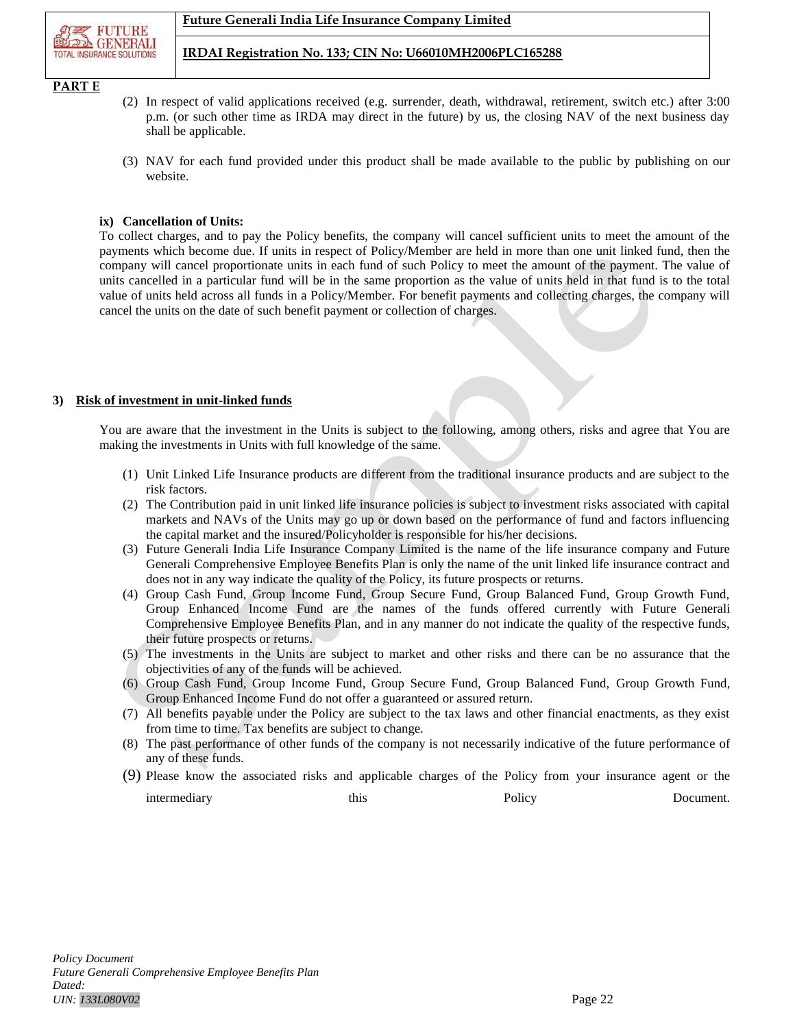**PART E**

(2) In respect of valid applications received (e.g. surrender, death, withdrawal, retirement, switch etc.) after 3:00 p.m. (or such other time as IRDA may direct in the future) by us, the closing NAV of the next business day shall be applicable.

(3) NAV for each fund provided under this product shall be made available to the public by publishing on our website.

**ix) Cancellation of Units:**

To collect charges, and to pay the Policy benefits, the company will cancel sufficient units to meet the amount of the payments which become due. If units in respect of Policy/Member are held in more than one unit linked fund, then the company will cancel proportionate units in each fund of such Policy to meet the amount of the payment. The value of units cancelled in a particular fund will be in the same proportion as the value of units held in that fund is to the total value of units held across all funds in a Policy/Member. For benefit payments and collecting charges, the company will cancel the units on the date of such benefit payment or collection of charges.

**3) Risk of investment in unit-linked funds**

You are aware that the investment in the Units is subject to the following, among others, risks and agree that You are making the investments in Units with full knowledge of the same.

(1) Unit Linked Life Insurance products are different from the traditional insurance products and are subject to the risk factors.
(2) The Contribution paid in unit linked life insurance policies is subject to investment risks associated with capital markets and NAVs of the Units may go up or down based on the performance of fund and factors influencing the capital market and the insured/Policyholder is responsible for his/her decisions.
(3) Future Generali India Life Insurance Company Limited is the name of the life insurance company and Future Generali Comprehensive Employee Benefits Plan is only the name of the unit linked life insurance contract and does not in any way indicate the quality of the Policy, its future prospects or returns.
(4) Group Cash Fund, Group Income Fund, Group Secure Fund, Group Balanced Fund, Group Growth Fund, Group Enhanced Income Fund are the names of the funds offered currently with Future Generali Comprehensive Employee Benefits Plan, and in any manner do not indicate the quality of the respective funds, their future prospects or returns.
(5) The investments in the Units are subject to market and other risks and there can be no assurance that the objectivities of any of the funds will be achieved.
(6) Group Cash Fund, Group Income Fund, Group Secure Fund, Group Balanced Fund, Group Growth Fund, Group Enhanced Income Fund do not offer a guaranteed or assured return.
(7) All benefits payable under the Policy are subject to the tax laws and other financial enactments, as they exist from time to time. Tax benefits are subject to change.
(8) The past performance of other funds of the company is not necessarily indicative of the future performance of any of these funds.
(9) Please know the associated risks and applicable charges of the Policy from your insurance agent or the intermediary this Policy Document.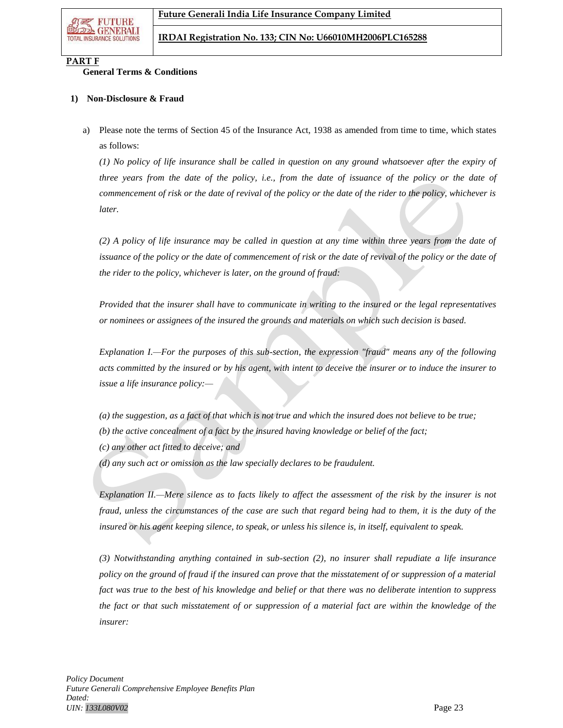## PART F

**General Terms & Conditions**

### 1) Non-Disclosure & Fraud

a) Please note the terms of Section 45 of the Insurance Act, 1938 as amended from time to time, which states as follows:

*(1) No policy of life insurance shall be called in question on any ground whatsoever after the expiry of three years from the date of the policy, i.e., from the date of issuance of the policy or the date of commencement of risk or the date of revival of the policy or the date of the rider to the policy, whichever is later.*

*(2) A policy of life insurance may be called in question at any time within three years from the date of issuance of the policy or the date of commencement of risk or the date of revival of the policy or the date of the rider to the policy, whichever is later, on the ground of fraud:*

*Provided that the insurer shall have to communicate in writing to the insured or the legal representatives or nominees or assignees of the insured the grounds and materials on which such decision is based.*

*Explanation I.—For the purposes of this sub-section, the expression "fraud" means any of the following acts committed by the insured or by his agent, with intent to deceive the insurer or to induce the insurer to issue a life insurance policy:—*

*(a) the suggestion, as a fact of that which is not true and which the insured does not believe to be true;*
*(b) the active concealment of a fact by the insured having knowledge or belief of the fact;*
*(c) any other act fitted to deceive; and*
*(d) any such act or omission as the law specially declares to be fraudulent.*

*Explanation II.—Mere silence as to facts likely to affect the assessment of the risk by the insurer is not fraud, unless the circumstances of the case are such that regard being had to them, it is the duty of the insured or his agent keeping silence, to speak, or unless his silence is, in itself, equivalent to speak.*

*(3) Notwithstanding anything contained in sub-section (2), no insurer shall repudiate a life insurance policy on the ground of fraud if the insured can prove that the misstatement of or suppression of a material fact was true to the best of his knowledge and belief or that there was no deliberate intention to suppress the fact or that such misstatement of or suppression of a material fact are within the knowledge of the insurer:*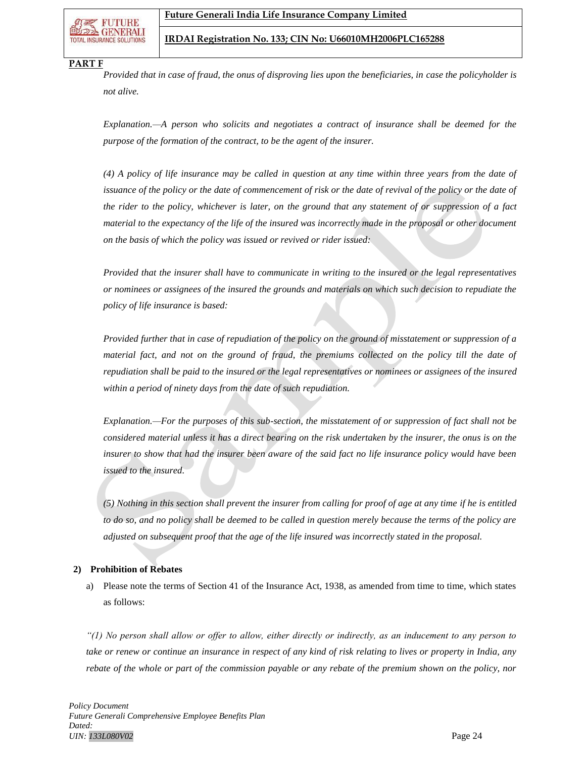**PART F**

*Provided that in case of fraud, the onus of disproving lies upon the beneficiaries, in case the policyholder is not alive.*

*Explanation.—A person who solicits and negotiates a contract of insurance shall be deemed for the purpose of the formation of the contract, to be the agent of the insurer.*

*(4) A policy of life insurance may be called in question at any time within three years from the date of issuance of the policy or the date of commencement of risk or the date of revival of the policy or the date of the rider to the policy, whichever is later, on the ground that any statement of or suppression of a fact material to the expectancy of the life of the insured was incorrectly made in the proposal or other document on the basis of which the policy was issued or revived or rider issued:*

*Provided that the insurer shall have to communicate in writing to the insured or the legal representatives or nominees or assignees of the insured the grounds and materials on which such decision to repudiate the policy of life insurance is based:*

*Provided further that in case of repudiation of the policy on the ground of misstatement or suppression of a material fact, and not on the ground of fraud, the premiums collected on the policy till the date of repudiation shall be paid to the insured or the legal representatives or nominees or assignees of the insured within a period of ninety days from the date of such repudiation.*

*Explanation.—For the purposes of this sub-section, the misstatement of or suppression of fact shall not be considered material unless it has a direct bearing on the risk undertaken by the insurer, the onus is on the insurer to show that had the insurer been aware of the said fact no life insurance policy would have been issued to the insured.*

*(5) Nothing in this section shall prevent the insurer from calling for proof of age at any time if he is entitled to do so, and no policy shall be deemed to be called in question merely because the terms of the policy are adjusted on subsequent proof that the age of the life insured was incorrectly stated in the proposal.*

**2) Prohibition of Rebates**

a) Please note the terms of Section 41 of the Insurance Act, 1938, as amended from time to time, which states as follows:

*"(1) No person shall allow or offer to allow, either directly or indirectly, as an inducement to any person to take or renew or continue an insurance in respect of any kind of risk relating to lives or property in India, any rebate of the whole or part of the commission payable or any rebate of the premium shown on the policy, nor*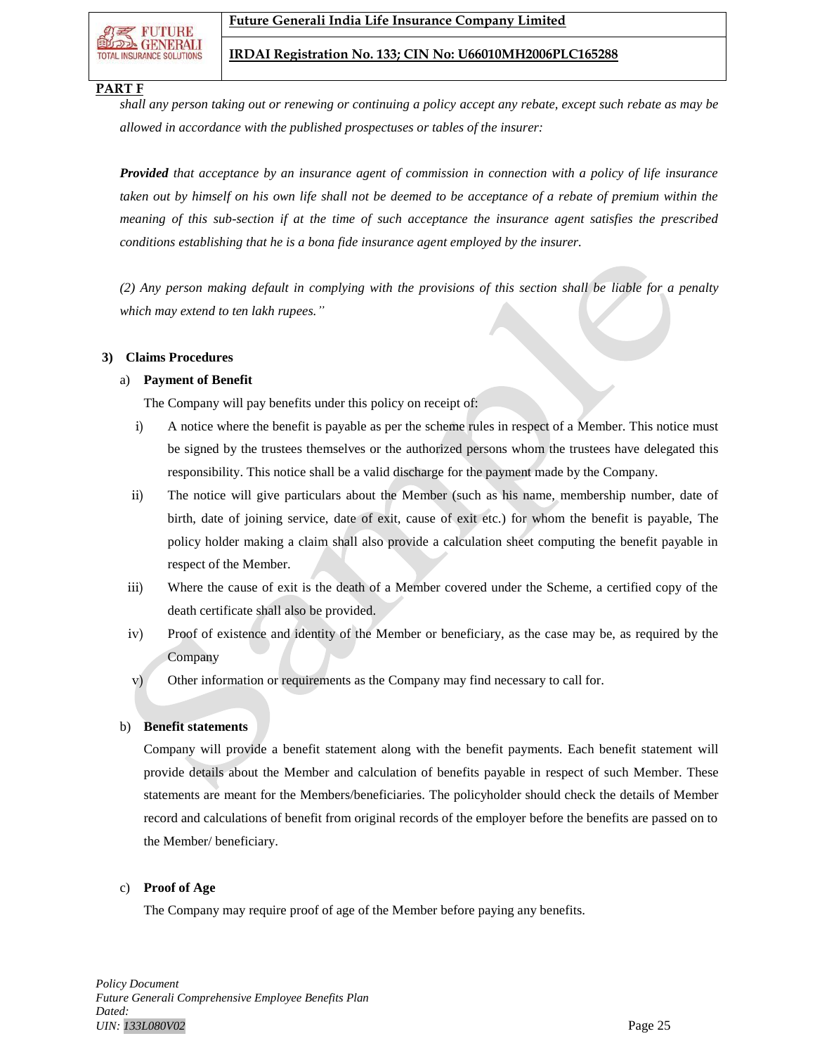**PART F**

*shall any person taking out or renewing or continuing a policy accept any rebate, except such rebate as may be allowed in accordance with the published prospectuses or tables of the insurer:*

***Provided*** *that acceptance by an insurance agent of commission in connection with a policy of life insurance taken out by himself on his own life shall not be deemed to be acceptance of a rebate of premium within the meaning of this sub-section if at the time of such acceptance the insurance agent satisfies the prescribed conditions establishing that he is a bona fide insurance agent employed by the insurer.*

*(2) Any person making default in complying with the provisions of this section shall be liable for a penalty which may extend to ten lakh rupees."*

**3) Claims Procedures**

a) **Payment of Benefit**

The Company will pay benefits under this policy on receipt of:

i) A notice where the benefit is payable as per the scheme rules in respect of a Member. This notice must be signed by the trustees themselves or the authorized persons whom the trustees have delegated this responsibility. This notice shall be a valid discharge for the payment made by the Company.

ii) The notice will give particulars about the Member (such as his name, membership number, date of birth, date of joining service, date of exit, cause of exit etc.) for whom the benefit is payable, The policy holder making a claim shall also provide a calculation sheet computing the benefit payable in respect of the Member.

iii) Where the cause of exit is the death of a Member covered under the Scheme, a certified copy of the death certificate shall also be provided.

iv) Proof of existence and identity of the Member or beneficiary, as the case may be, as required by the Company

v) Other information or requirements as the Company may find necessary to call for.

b) **Benefit statements**

Company will provide a benefit statement along with the benefit payments. Each benefit statement will provide details about the Member and calculation of benefits payable in respect of such Member. These statements are meant for the Members/beneficiaries. The policyholder should check the details of Member record and calculations of benefit from original records of the employer before the benefits are passed on to the Member/ beneficiary.

c) **Proof of Age**

The Company may require proof of age of the Member before paying any benefits.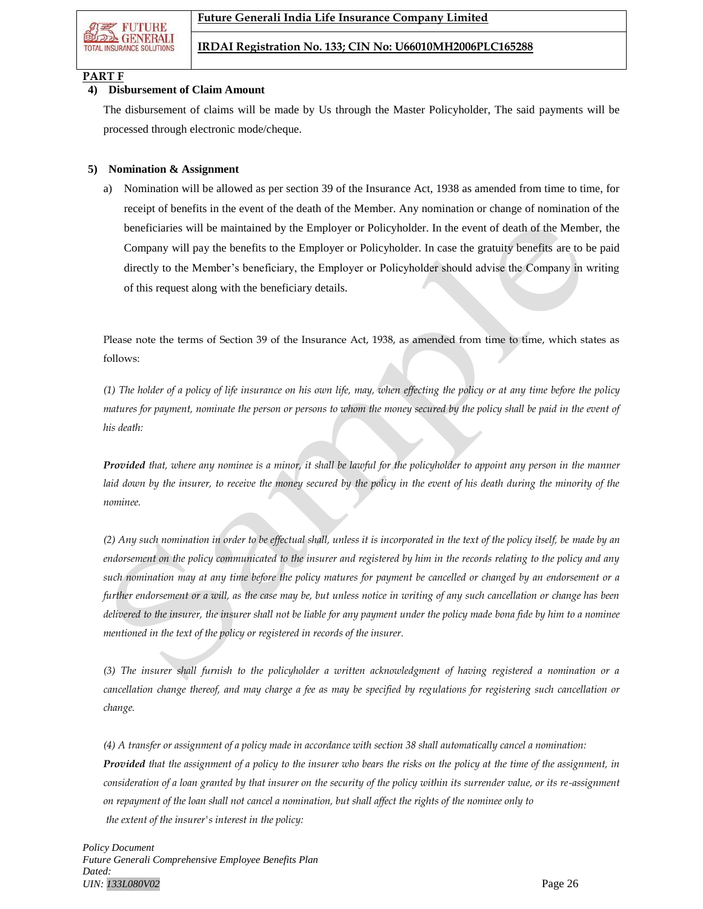**PART F**

**4) Disbursement of Claim Amount**

The disbursement of claims will be made by Us through the Master Policyholder, The said payments will be processed through electronic mode/cheque.

**5) Nomination & Assignment**

a) Nomination will be allowed as per section 39 of the Insurance Act, 1938 as amended from time to time, for receipt of benefits in the event of the death of the Member. Any nomination or change of nomination of the beneficiaries will be maintained by the Employer or Policyholder. In the event of death of the Member, the Company will pay the benefits to the Employer or Policyholder. In case the gratuity benefits are to be paid directly to the Member's beneficiary, the Employer or Policyholder should advise the Company in writing of this request along with the beneficiary details.

Please note the terms of Section 39 of the Insurance Act, 1938, as amended from time to time, which states as follows:

*(1) The holder of a policy of life insurance on his own life, may, when effecting the policy or at any time before the policy matures for payment, nominate the person or persons to whom the money secured by the policy shall be paid in the event of his death:*

***Provided*** *that, where any nominee is a minor, it shall be lawful for the policyholder to appoint any person in the manner laid down by the insurer, to receive the money secured by the policy in the event of his death during the minority of the nominee.*

*(2) Any such nomination in order to be effectual shall, unless it is incorporated in the text of the policy itself, be made by an endorsement on the policy communicated to the insurer and registered by him in the records relating to the policy and any such nomination may at any time before the policy matures for payment be cancelled or changed by an endorsement or a further endorsement or a will, as the case may be, but unless notice in writing of any such cancellation or change has been delivered to the insurer, the insurer shall not be liable for any payment under the policy made bona fide by him to a nominee mentioned in the text of the policy or registered in records of the insurer.*

*(3) The insurer shall furnish to the policyholder a written acknowledgment of having registered a nomination or a cancellation change thereof, and may charge a fee as may be specified by regulations for registering such cancellation or change.*

*(4) A transfer or assignment of a policy made in accordance with section 38 shall automatically cancel a nomination:*
***Provided*** *that the assignment of a policy to the insurer who bears the risks on the policy at the time of the assignment, in consideration of a loan granted by that insurer on the security of the policy within its surrender value, or its re-assignment on repayment of the loan shall not cancel a nomination, but shall affect the rights of the nominee only to the extent of the insurer's interest in the policy:*

*Policy Document*
*Future Generali Comprehensive Employee Benefits Plan*
*Dated:*
*UIN: 133L080V02*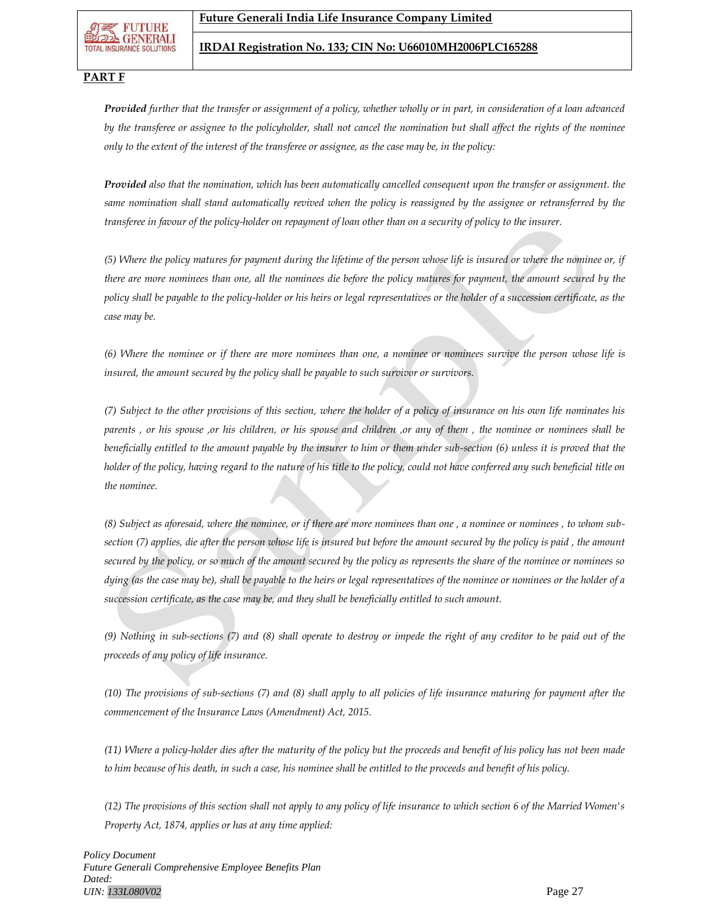**PART F**

***Provided*** *further that the transfer or assignment of a policy, whether wholly or in part, in consideration of a loan advanced by the transferee or assignee to the policyholder, shall not cancel the nomination but shall affect the rights of the nominee only to the extent of the interest of the transferee or assignee, as the case may be, in the policy:*

***Provided*** *also that the nomination, which has been automatically cancelled consequent upon the transfer or assignment. the same nomination shall stand automatically revived when the policy is reassigned by the assignee or retransferred by the transferee in favour of the policy-holder on repayment of loan other than on a security of policy to the insurer.*

*(5) Where the policy matures for payment during the lifetime of the person whose life is insured or where the nominee or, if there are more nominees than one, all the nominees die before the policy matures for payment, the amount secured by the policy shall be payable to the policy-holder or his heirs or legal representatives or the holder of a succession certificate, as the case may be.*

*(6) Where the nominee or if there are more nominees than one, a nominee or nominees survive the person whose life is insured, the amount secured by the policy shall be payable to such survivor or survivors.*

*(7) Subject to the other provisions of this section, where the holder of a policy of insurance on his own life nominates his parents , or his spouse ,or his children, or his spouse and children ,or any of them , the nominee or nominees shall be beneficially entitled to the amount payable by the insurer to him or them under sub-section (6) unless it is proved that the holder of the policy, having regard to the nature of his title to the policy, could not have conferred any such beneficial title on the nominee.*

*(8) Subject as aforesaid, where the nominee, or if there are more nominees than one , a nominee or nominees , to whom sub-section (7) applies, die after the person whose life is insured but before the amount secured by the policy is paid , the amount secured by the policy, or so much of the amount secured by the policy as represents the share of the nominee or nominees so dying (as the case may be), shall be payable to the heirs or legal representatives of the nominee or nominees or the holder of a succession certificate, as the case may be, and they shall be beneficially entitled to such amount.*

*(9) Nothing in sub-sections (7) and (8) shall operate to destroy or impede the right of any creditor to be paid out of the proceeds of any policy of life insurance.*

*(10) The provisions of sub-sections (7) and (8) shall apply to all policies of life insurance maturing for payment after the commencement of the Insurance Laws (Amendment) Act, 2015.*

*(11) Where a policy-holder dies after the maturity of the policy but the proceeds and benefit of his policy has not been made to him because of his death, in such a case, his nominee shall be entitled to the proceeds and benefit of his policy.*

*(12) The provisions of this section shall not apply to any policy of life insurance to which section 6 of the Married Women's Property Act, 1874, applies or has at any time applied:*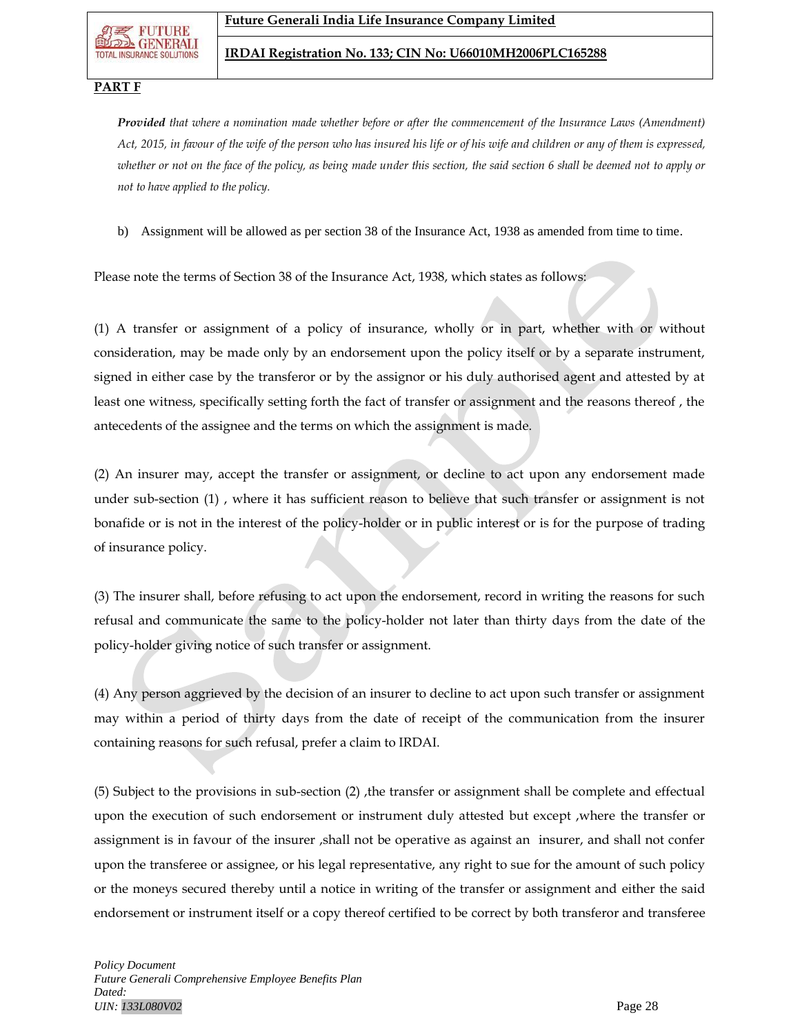**PART F**

*Provided that where a nomination made whether before or after the commencement of the Insurance Laws (Amendment) Act, 2015, in favour of the wife of the person who has insured his life or of his wife and children or any of them is expressed, whether or not on the face of the policy, as being made under this section, the said section 6 shall be deemed not to apply or not to have applied to the policy.*

b) Assignment will be allowed as per section 38 of the Insurance Act, 1938 as amended from time to time.

Please note the terms of Section 38 of the Insurance Act, 1938, which states as follows:

(1) A transfer or assignment of a policy of insurance, wholly or in part, whether with or without consideration, may be made only by an endorsement upon the policy itself or by a separate instrument, signed in either case by the transferor or by the assignor or his duly authorised agent and attested by at least one witness, specifically setting forth the fact of transfer or assignment and the reasons thereof , the antecedents of the assignee and the terms on which the assignment is made.

(2) An insurer may, accept the transfer or assignment, or decline to act upon any endorsement made under sub-section (1) , where it has sufficient reason to believe that such transfer or assignment is not bonafide or is not in the interest of the policy-holder or in public interest or is for the purpose of trading of insurance policy.

(3) The insurer shall, before refusing to act upon the endorsement, record in writing the reasons for such refusal and communicate the same to the policy-holder not later than thirty days from the date of the policy-holder giving notice of such transfer or assignment.

(4) Any person aggrieved by the decision of an insurer to decline to act upon such transfer or assignment may within a period of thirty days from the date of receipt of the communication from the insurer containing reasons for such refusal, prefer a claim to IRDAI.

(5) Subject to the provisions in sub-section (2) ,the transfer or assignment shall be complete and effectual upon the execution of such endorsement or instrument duly attested but except ,where the transfer or assignment is in favour of the insurer ,shall not be operative as against an insurer, and shall not confer upon the transferee or assignee, or his legal representative, any right to sue for the amount of such policy or the moneys secured thereby until a notice in writing of the transfer or assignment and either the said endorsement or instrument itself or a copy thereof certified to be correct by both transferor and transferee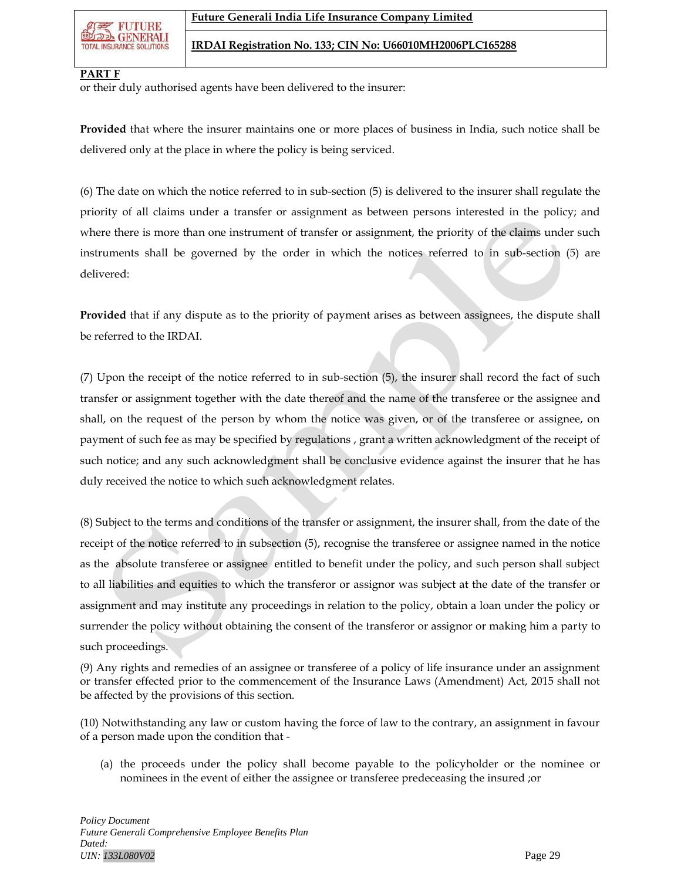**PART F**

or their duly authorised agents have been delivered to the insurer:

**Provided** that where the insurer maintains one or more places of business in India, such notice shall be delivered only at the place in where the policy is being serviced.

(6) The date on which the notice referred to in sub-section (5) is delivered to the insurer shall regulate the priority of all claims under a transfer or assignment as between persons interested in the policy; and where there is more than one instrument of transfer or assignment, the priority of the claims under such instruments shall be governed by the order in which the notices referred to in sub-section (5) are delivered:

**Provided** that if any dispute as to the priority of payment arises as between assignees, the dispute shall be referred to the IRDAI.

(7) Upon the receipt of the notice referred to in sub-section (5), the insurer shall record the fact of such transfer or assignment together with the date thereof and the name of the transferee or the assignee and shall, on the request of the person by whom the notice was given, or of the transferee or assignee, on payment of such fee as may be specified by regulations , grant a written acknowledgment of the receipt of such notice; and any such acknowledgment shall be conclusive evidence against the insurer that he has duly received the notice to which such acknowledgment relates.

(8) Subject to the terms and conditions of the transfer or assignment, the insurer shall, from the date of the receipt of the notice referred to in subsection (5), recognise the transferee or assignee named in the notice as the absolute transferee or assignee entitled to benefit under the policy, and such person shall subject to all liabilities and equities to which the transferor or assignor was subject at the date of the transfer or assignment and may institute any proceedings in relation to the policy, obtain a loan under the policy or surrender the policy without obtaining the consent of the transferor or assignor or making him a party to such proceedings.

(9) Any rights and remedies of an assignee or transferee of a policy of life insurance under an assignment or transfer effected prior to the commencement of the Insurance Laws (Amendment) Act, 2015 shall not be affected by the provisions of this section.

(10) Notwithstanding any law or custom having the force of law to the contrary, an assignment in favour of a person made upon the condition that -

(a) the proceeds under the policy shall become payable to the policyholder or the nominee or nominees in the event of either the assignee or transferee predeceasing the insured ;or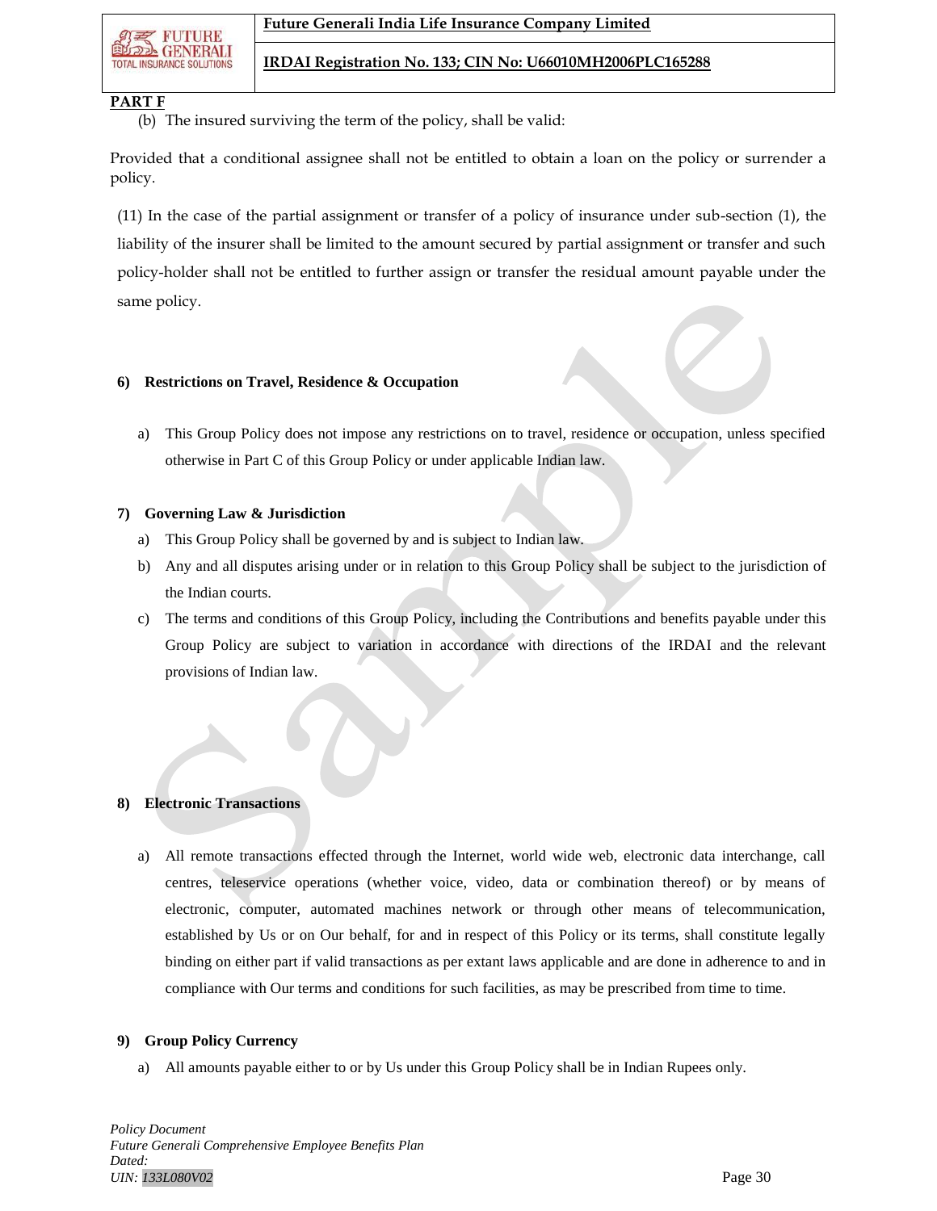**PART F**

(b) The insured surviving the term of the policy, shall be valid:

Provided that a conditional assignee shall not be entitled to obtain a loan on the policy or surrender a policy.

(11) In the case of the partial assignment or transfer of a policy of insurance under sub-section (1), the liability of the insurer shall be limited to the amount secured by partial assignment or transfer and such policy-holder shall not be entitled to further assign or transfer the residual amount payable under the same policy.

**6) Restrictions on Travel, Residence & Occupation**

a) This Group Policy does not impose any restrictions on to travel, residence or occupation, unless specified otherwise in Part C of this Group Policy or under applicable Indian law.

**7) Governing Law & Jurisdiction**

a) This Group Policy shall be governed by and is subject to Indian law.

b) Any and all disputes arising under or in relation to this Group Policy shall be subject to the jurisdiction of the Indian courts.

c) The terms and conditions of this Group Policy, including the Contributions and benefits payable under this Group Policy are subject to variation in accordance with directions of the IRDAI and the relevant provisions of Indian law.

**8) Electronic Transactions**

a) All remote transactions effected through the Internet, world wide web, electronic data interchange, call centres, teleservice operations (whether voice, video, data or combination thereof) or by means of electronic, computer, automated machines network or through other means of telecommunication, established by Us or on Our behalf, for and in respect of this Policy or its terms, shall constitute legally binding on either part if valid transactions as per extant laws applicable and are done in adherence to and in compliance with Our terms and conditions for such facilities, as may be prescribed from time to time.

**9) Group Policy Currency**

a) All amounts payable either to or by Us under this Group Policy shall be in Indian Rupees only.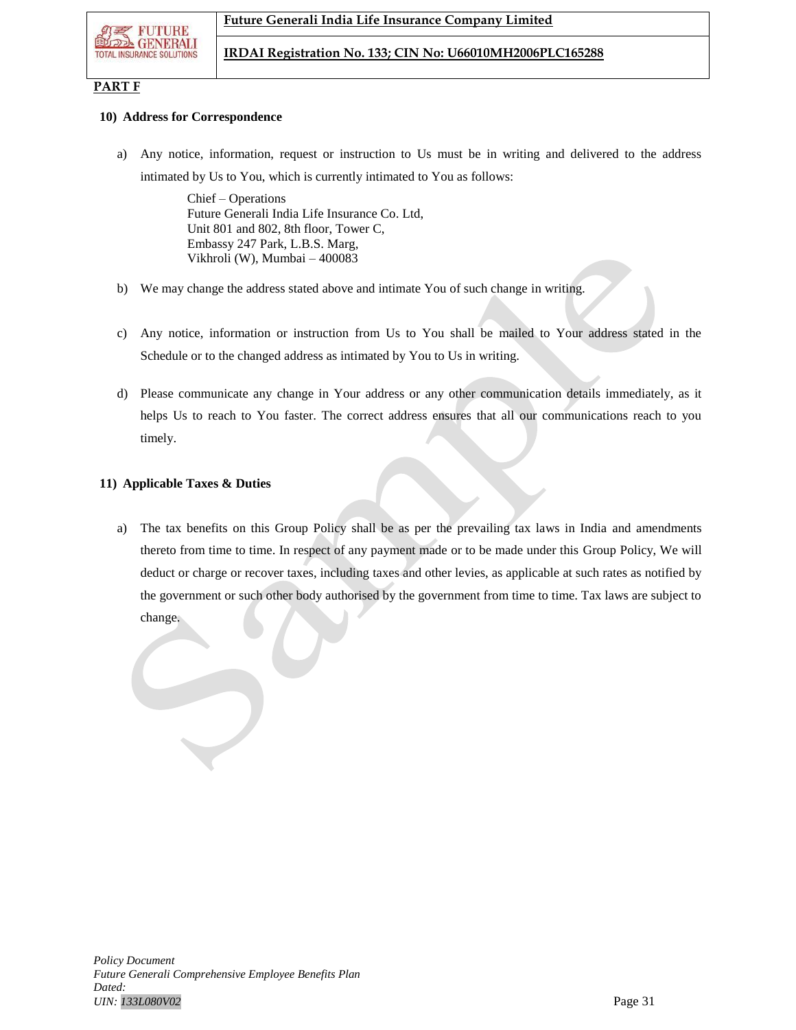**PART F**

**10) Address for Correspondence**

a) Any notice, information, request or instruction to Us must be in writing and delivered to the address intimated by Us to You, which is currently intimated to You as follows:

Chief – Operations
Future Generali India Life Insurance Co. Ltd,
Unit 801 and 802, 8th floor, Tower C,
Embassy 247 Park, L.B.S. Marg,
Vikhroli (W), Mumbai – 400083

b) We may change the address stated above and intimate You of such change in writing.

c) Any notice, information or instruction from Us to You shall be mailed to Your address stated in the Schedule or to the changed address as intimated by You to Us in writing.

d) Please communicate any change in Your address or any other communication details immediately, as it helps Us to reach to You faster. The correct address ensures that all our communications reach to you timely.

**11) Applicable Taxes & Duties**

a) The tax benefits on this Group Policy shall be as per the prevailing tax laws in India and amendments thereto from time to time. In respect of any payment made or to be made under this Group Policy, We will deduct or charge or recover taxes, including taxes and other levies, as applicable at such rates as notified by the government or such other body authorised by the government from time to time. Tax laws are subject to change.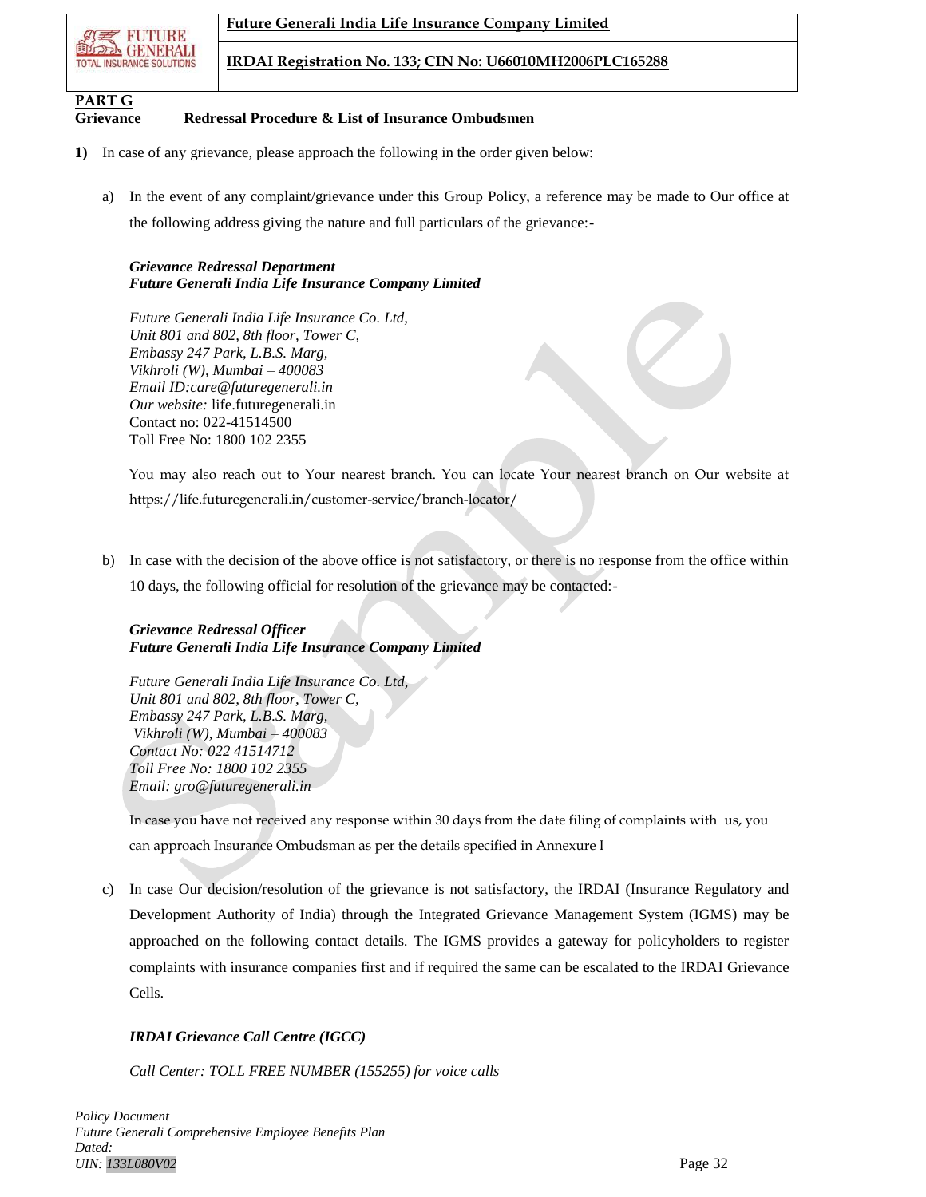**PART G**

**Grievance Redressal Procedure & List of Insurance Ombudsmen**

**1)** In case of any grievance, please approach the following in the order given below:

a) In the event of any complaint/grievance under this Group Policy, a reference may be made to Our office at the following address giving the nature and full particulars of the grievance:-

***Grievance Redressal Department***
***Future Generali India Life Insurance Company Limited***

*Future Generali India Life Insurance Co. Ltd,*
*Unit 801 and 802, 8th floor, Tower C,*
*Embassy 247 Park, L.B.S. Marg,*
*Vikhroli (W), Mumbai – 400083*
*Email ID:care@futuregenerali.in*
*Our website:* life.futuregenerali.in
Contact no: 022-41514500
Toll Free No: 1800 102 2355

You may also reach out to Your nearest branch. You can locate Your nearest branch on Our website at https://life.futuregenerali.in/customer-service/branch-locator/

b) In case with the decision of the above office is not satisfactory, or there is no response from the office within 10 days, the following official for resolution of the grievance may be contacted:-

***Grievance Redressal Officer***
***Future Generali India Life Insurance Company Limited***

*Future Generali India Life Insurance Co. Ltd,*
*Unit 801 and 802, 8th floor, Tower C,*
*Embassy 247 Park, L.B.S. Marg,*
*Vikhroli (W), Mumbai – 400083*
*Contact No: 022 41514712*
*Toll Free No: 1800 102 2355*
*Email: gro@futuregenerali.in*

In case you have not received any response within 30 days from the date filing of complaints with us, you can approach Insurance Ombudsman as per the details specified in Annexure I

c) In case Our decision/resolution of the grievance is not satisfactory, the IRDAI (Insurance Regulatory and Development Authority of India) through the Integrated Grievance Management System (IGMS) may be approached on the following contact details. The IGMS provides a gateway for policyholders to register complaints with insurance companies first and if required the same can be escalated to the IRDAI Grievance Cells.

***IRDAI Grievance Call Centre (IGCC)***

*Call Center: TOLL FREE NUMBER (155255) for voice calls*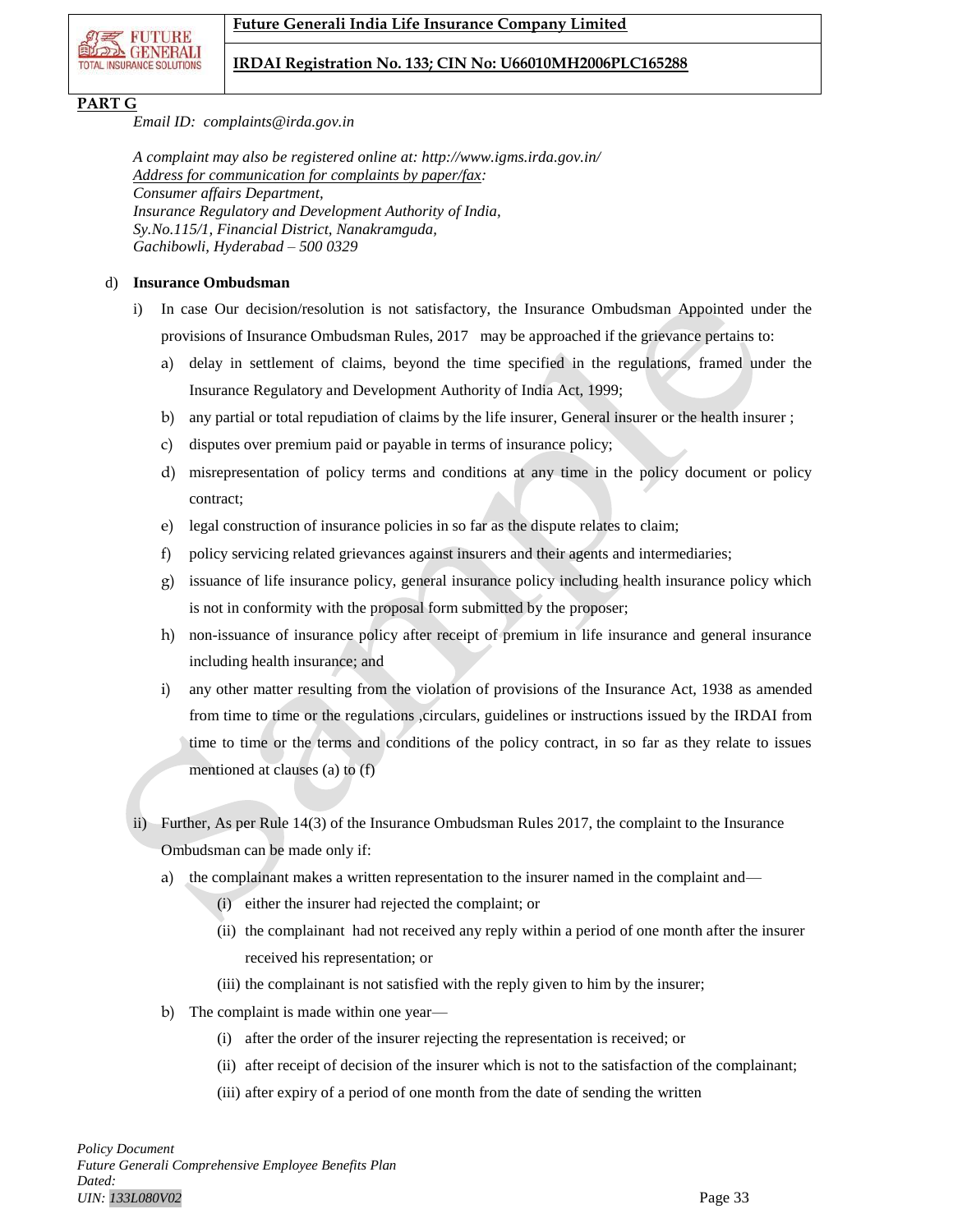**PART G**

*Email ID: complaints@irda.gov.in*

*A complaint may also be registered online at: http://www.igms.irda.gov.in/*
*Address for communication for complaints by paper/fax:*
*Consumer affairs Department,*
*Insurance Regulatory and Development Authority of India,*
*Sy.No.115/1, Financial District, Nanakramguda,*
*Gachibowli, Hyderabad – 500 0329*

d) **Insurance Ombudsman**

i) In case Our decision/resolution is not satisfactory, the Insurance Ombudsman Appointed under the provisions of Insurance Ombudsman Rules, 2017 may be approached if the grievance pertains to:

a) delay in settlement of claims, beyond the time specified in the regulations, framed under the Insurance Regulatory and Development Authority of India Act, 1999;

b) any partial or total repudiation of claims by the life insurer, General insurer or the health insurer ;

c) disputes over premium paid or payable in terms of insurance policy;

d) misrepresentation of policy terms and conditions at any time in the policy document or policy contract;

e) legal construction of insurance policies in so far as the dispute relates to claim;

f) policy servicing related grievances against insurers and their agents and intermediaries;

g) issuance of life insurance policy, general insurance policy including health insurance policy which is not in conformity with the proposal form submitted by the proposer;

h) non-issuance of insurance policy after receipt of premium in life insurance and general insurance including health insurance; and

i) any other matter resulting from the violation of provisions of the Insurance Act, 1938 as amended from time to time or the regulations ,circulars, guidelines or instructions issued by the IRDAI from time to time or the terms and conditions of the policy contract, in so far as they relate to issues mentioned at clauses (a) to (f)

ii) Further, As per Rule 14(3) of the Insurance Ombudsman Rules 2017, the complaint to the Insurance Ombudsman can be made only if:

a) the complainant makes a written representation to the insurer named in the complaint and—

(i) either the insurer had rejected the complaint; or

(ii) the complainant had not received any reply within a period of one month after the insurer received his representation; or

(iii) the complainant is not satisfied with the reply given to him by the insurer;

b) The complaint is made within one year—

(i) after the order of the insurer rejecting the representation is received; or

(ii) after receipt of decision of the insurer which is not to the satisfaction of the complainant;

(iii) after expiry of a period of one month from the date of sending the written

*Policy Document*
*Future Generali Comprehensive Employee Benefits Plan*
*Dated:*
*UIN: 133L080V02*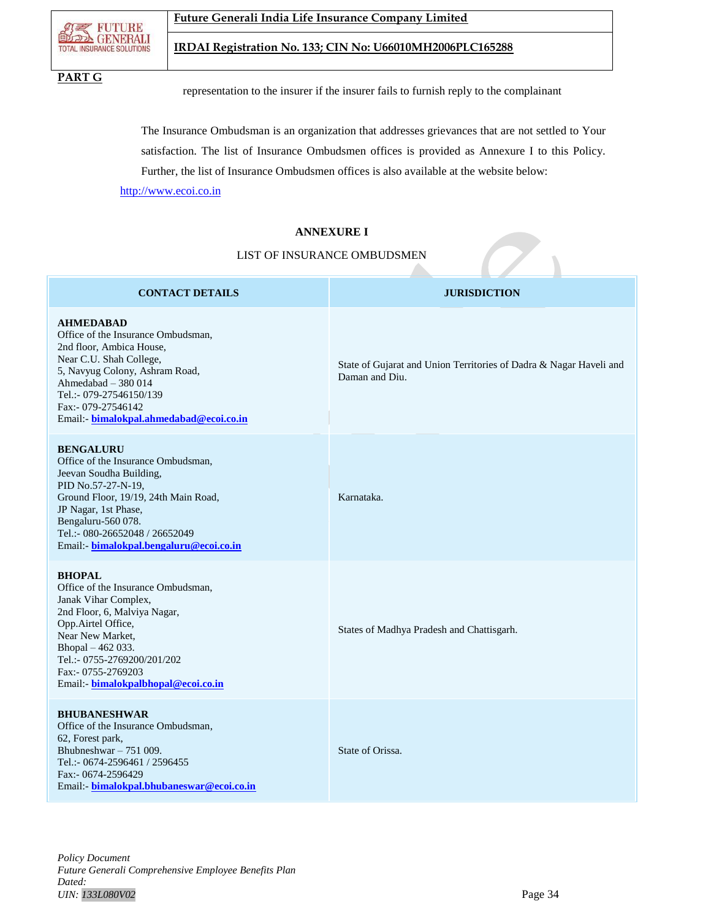**PART G**

representation to the insurer if the insurer fails to furnish reply to the complainant

The Insurance Ombudsman is an organization that addresses grievances that are not settled to Your satisfaction. The list of Insurance Ombudsmen offices is provided as Annexure I to this Policy. Further, the list of Insurance Ombudsmen offices is also available at the website below:

http://www.ecoi.co.in

**ANNEXURE I**

LIST OF INSURANCE OMBUDSMEN

| CONTACT DETAILS | JURISDICTION |
|---|---|
| **AHMEDABAD**<br>Office of the Insurance Ombudsman,<br>2nd floor, Ambica House,<br>Near C.U. Shah College,<br>5, Navyug Colony, Ashram Road,<br>Ahmedabad – 380 014<br>Tel.:- 079-27546150/139<br>Fax:- 079-27546142<br>Email:- **bimalokpal.ahmedabad@ecoi.co.in** | State of Gujarat and Union Territories of Dadra & Nagar Haveli and Daman and Diu. |
| **BENGALURU**<br>Office of the Insurance Ombudsman,<br>Jeevan Soudha Building,<br>PID No.57-27-N-19,<br>Ground Floor, 19/19, 24th Main Road,<br>JP Nagar, 1st Phase,<br>Bengaluru-560 078.<br>Tel.:- 080-26652048 / 26652049<br>Email:- **bimalokpal.bengaluru@ecoi.co.in** | Karnataka. |
| **BHOPAL**<br>Office of the Insurance Ombudsman,<br>Janak Vihar Complex,<br>2nd Floor, 6, Malviya Nagar,<br>Opp.Airtel Office,<br>Near New Market,<br>Bhopal – 462 033.<br>Tel.:- 0755-2769200/201/202<br>Fax:- 0755-2769203<br>Email:- **bimalokpalbhopal@ecoi.co.in** | States of Madhya Pradesh and Chattisgarh. |
| **BHUBANESHWAR**<br>Office of the Insurance Ombudsman,<br>62, Forest park,<br>Bhubneshwar – 751 009.<br>Tel.:- 0674-2596461 / 2596455<br>Fax:- 0674-2596429<br>Email:- **bimalokpal.bhubaneswar@ecoi.co.in** | State of Orissa. |

*Policy Document*
*Future Generali Comprehensive Employee Benefits Plan*
*Dated:*
*UIN: 133L080V02*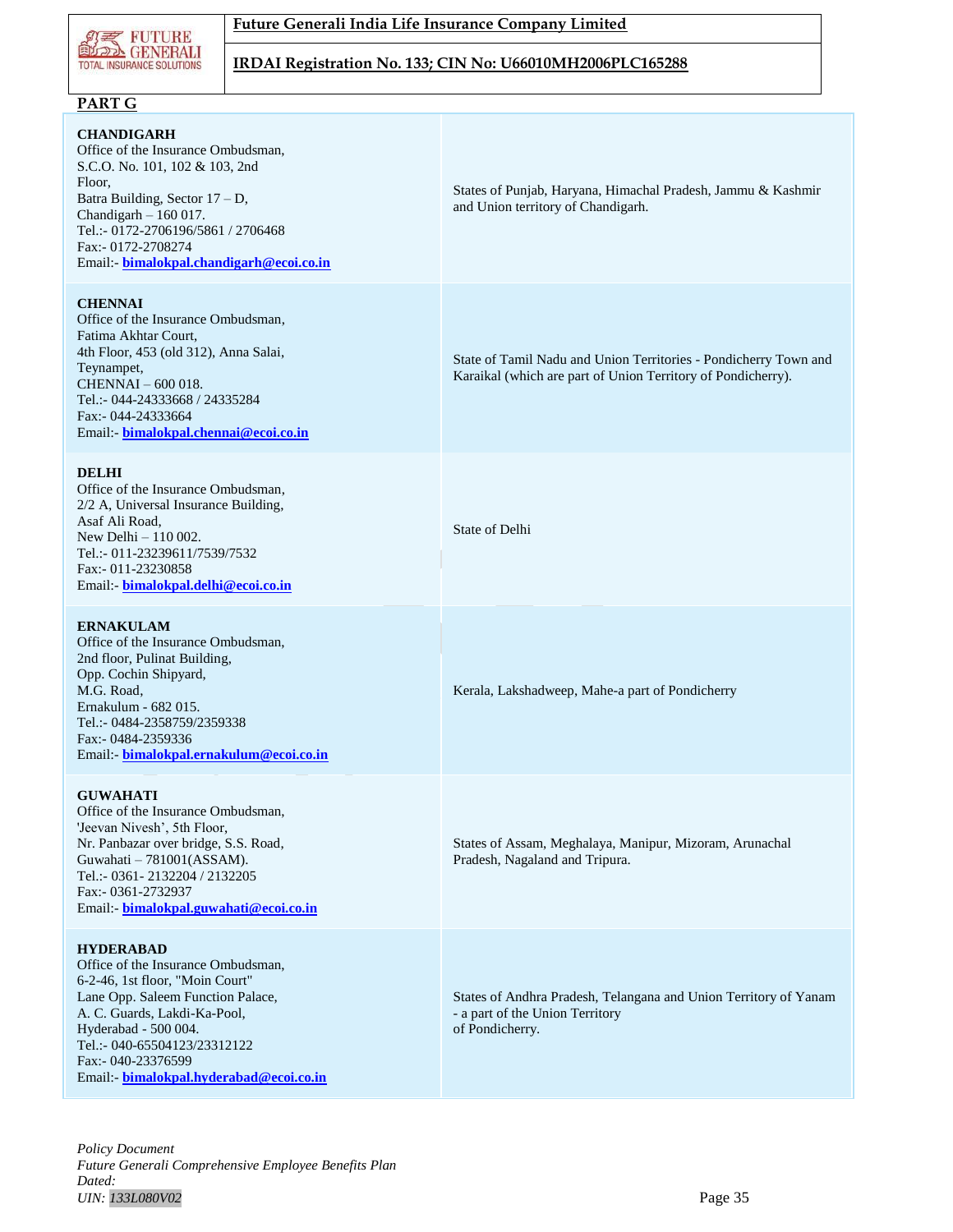## PART G

| Office Details | Jurisdiction |
|---|---|
| **CHANDIGARH**<br>Office of the Insurance Ombudsman,<br>S.C.O. No. 101, 102 & 103, 2nd Floor,<br>Batra Building, Sector 17 – D,<br>Chandigarh – 160 017.<br>Tel.:- 0172-2706196/5861 / 2706468<br>Fax:- 0172-2708274<br>Email:- **bimalokpal.chandigarh@ecoi.co.in** | States of Punjab, Haryana, Himachal Pradesh, Jammu & Kashmir and Union territory of Chandigarh. |
| **CHENNAI**<br>Office of the Insurance Ombudsman,<br>Fatima Akhtar Court,<br>4th Floor, 453 (old 312), Anna Salai,<br>Teynampet,<br>CHENNAI – 600 018.<br>Tel.:- 044-24333668 / 24335284<br>Fax:- 044-24333664<br>Email:- **bimalokpal.chennai@ecoi.co.in** | State of Tamil Nadu and Union Territories - Pondicherry Town and Karaikal (which are part of Union Territory of Pondicherry). |
| **DELHI**<br>Office of the Insurance Ombudsman,<br>2/2 A, Universal Insurance Building,<br>Asaf Ali Road,<br>New Delhi – 110 002.<br>Tel.:- 011-23239611/7539/7532<br>Fax:- 011-23230858<br>Email:- **bimalokpal.delhi@ecoi.co.in** | State of Delhi |
| **ERNAKULAM**<br>Office of the Insurance Ombudsman,<br>2nd floor, Pulinat Building,<br>Opp. Cochin Shipyard,<br>M.G. Road,<br>Ernakulum - 682 015.<br>Tel.:- 0484-2358759/2359338<br>Fax:- 0484-2359336<br>Email:- **bimalokpal.ernakulum@ecoi.co.in** | Kerala, Lakshadweep, Mahe-a part of Pondicherry |
| **GUWAHATI**<br>Office of the Insurance Ombudsman,<br>'Jeevan Nivesh', 5th Floor,<br>Nr. Panbazar over bridge, S.S. Road,<br>Guwahati – 781001(ASSAM).<br>Tel.:- 0361- 2132204 / 2132205<br>Fax:- 0361-2732937<br>Email:- **bimalokpal.guwahati@ecoi.co.in** | States of Assam, Meghalaya, Manipur, Mizoram, Arunachal Pradesh, Nagaland and Tripura. |
| **HYDERABAD**<br>Office of the Insurance Ombudsman,<br>6-2-46, 1st floor, "Moin Court"<br>Lane Opp. Saleem Function Palace,<br>A. C. Guards, Lakdi-Ka-Pool,<br>Hyderabad - 500 004.<br>Tel.:- 040-65504123/23312122<br>Fax:- 040-23376599<br>Email:- **bimalokpal.hyderabad@ecoi.co.in** | States of Andhra Pradesh, Telangana and Union Territory of Yanam - a part of the Union Territory of Pondicherry. |

*Policy Document*
*Future Generali Comprehensive Employee Benefits Plan*
*Dated:*
*UIN: 133L080V02*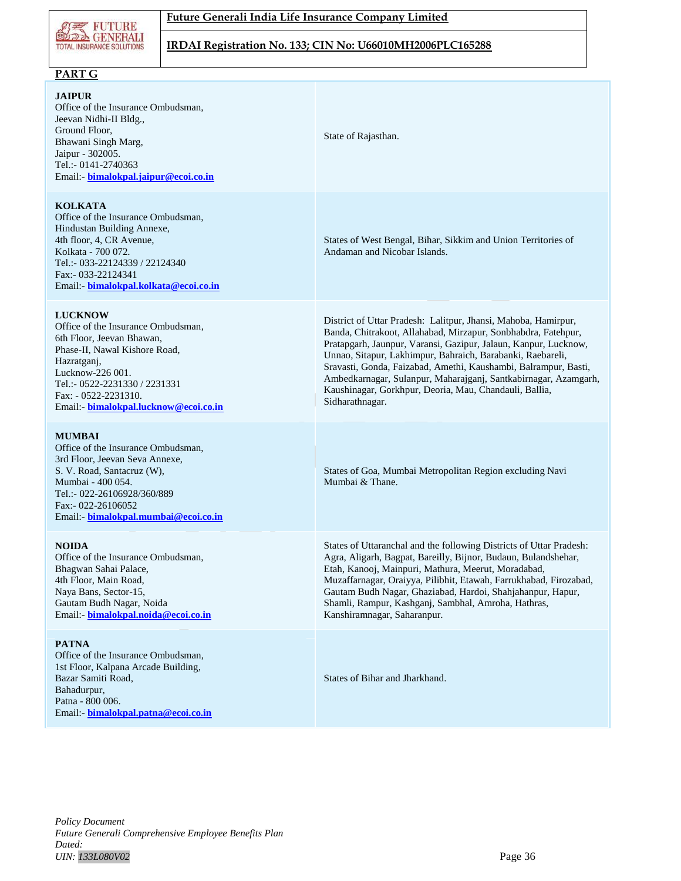## PART G

| | |
|---|---|
| **JAIPUR**<br>Office of the Insurance Ombudsman,<br>Jeevan Nidhi-II Bldg.,<br>Ground Floor,<br>Bhawani Singh Marg,<br>Jaipur - 302005.<br>Tel.:- 0141-2740363<br>Email:- **bimalokpal.jaipur@ecoi.co.in** | State of Rajasthan. |
| **KOLKATA**<br>Office of the Insurance Ombudsman,<br>Hindustan Building Annexe,<br>4th floor, 4, CR Avenue,<br>Kolkata - 700 072.<br>Tel.:- 033-22124339 / 22124340<br>Fax:- 033-22124341<br>Email:- **bimalokpal.kolkata@ecoi.co.in** | States of West Bengal, Bihar, Sikkim and Union Territories of Andaman and Nicobar Islands. |
| **LUCKNOW**<br>Office of the Insurance Ombudsman,<br>6th Floor, Jeevan Bhawan,<br>Phase-II, Nawal Kishore Road,<br>Hazratganj,<br>Lucknow-226 001.<br>Tel.:- 0522-2231330 / 2231331<br>Fax: - 0522-2231310.<br>Email:- **bimalokpal.lucknow@ecoi.co.in** | District of Uttar Pradesh: Lalitpur, Jhansi, Mahoba, Hamirpur, Banda, Chitrakoot, Allahabad, Mirzapur, Sonbhabdra, Fatehpur, Pratapgarh, Jaunpur, Varansi, Gazipur, Jalaun, Kanpur, Lucknow, Unnao, Sitapur, Lakhimpur, Bahraich, Barabanki, Raebareli, Sravasti, Gonda, Faizabad, Amethi, Kaushambi, Balrampur, Basti, Ambedkarnagar, Sulanpur, Maharajganj, Santkabirnagar, Azamgarh, Kaushinagar, Gorkhpur, Deoria, Mau, Chandauli, Ballia, Sidharathnagar. |
| **MUMBAI**<br>Office of the Insurance Ombudsman,<br>3rd Floor, Jeevan Seva Annexe,<br>S. V. Road, Santacruz (W),<br>Mumbai - 400 054.<br>Tel.:- 022-26106928/360/889<br>Fax:- 022-26106052<br>Email:- **bimalokpal.mumbai@ecoi.co.in** | States of Goa, Mumbai Metropolitan Region excluding Navi Mumbai & Thane. |
| **NOIDA**<br>Office of the Insurance Ombudsman,<br>Bhagwan Sahai Palace,<br>4th Floor, Main Road,<br>Naya Bans, Sector-15,<br>Gautam Budh Nagar, Noida<br>Email:- **bimalokpal.noida@ecoi.co.in** | States of Uttaranchal and the following Districts of Uttar Pradesh: Agra, Aligarh, Bagpat, Bareilly, Bijnor, Budaun, Bulandshehar, Etah, Kanooj, Mainpuri, Mathura, Meerut, Moradabad, Muzaffarnagar, Oraiyya, Pilibhit, Etawah, Farrukhabad, Firozabad, Gautam Budh Nagar, Ghaziabad, Hardoi, Shahjahanpur, Hapur, Shamli, Rampur, Kashganj, Sambhal, Amroha, Hathras, Kanshiramnagar, Saharanpur. |
| **PATNA**<br>Office of the Insurance Ombudsman,<br>1st Floor, Kalpana Arcade Building,<br>Bazar Samiti Road,<br>Bahadurpur,<br>Patna - 800 006.<br>Email:- **bimalokpal.patna@ecoi.co.in** | States of Bihar and Jharkhand. |

*Policy Document*
*Future Generali Comprehensive Employee Benefits Plan*
*Dated:*
*UIN: 133L080V02*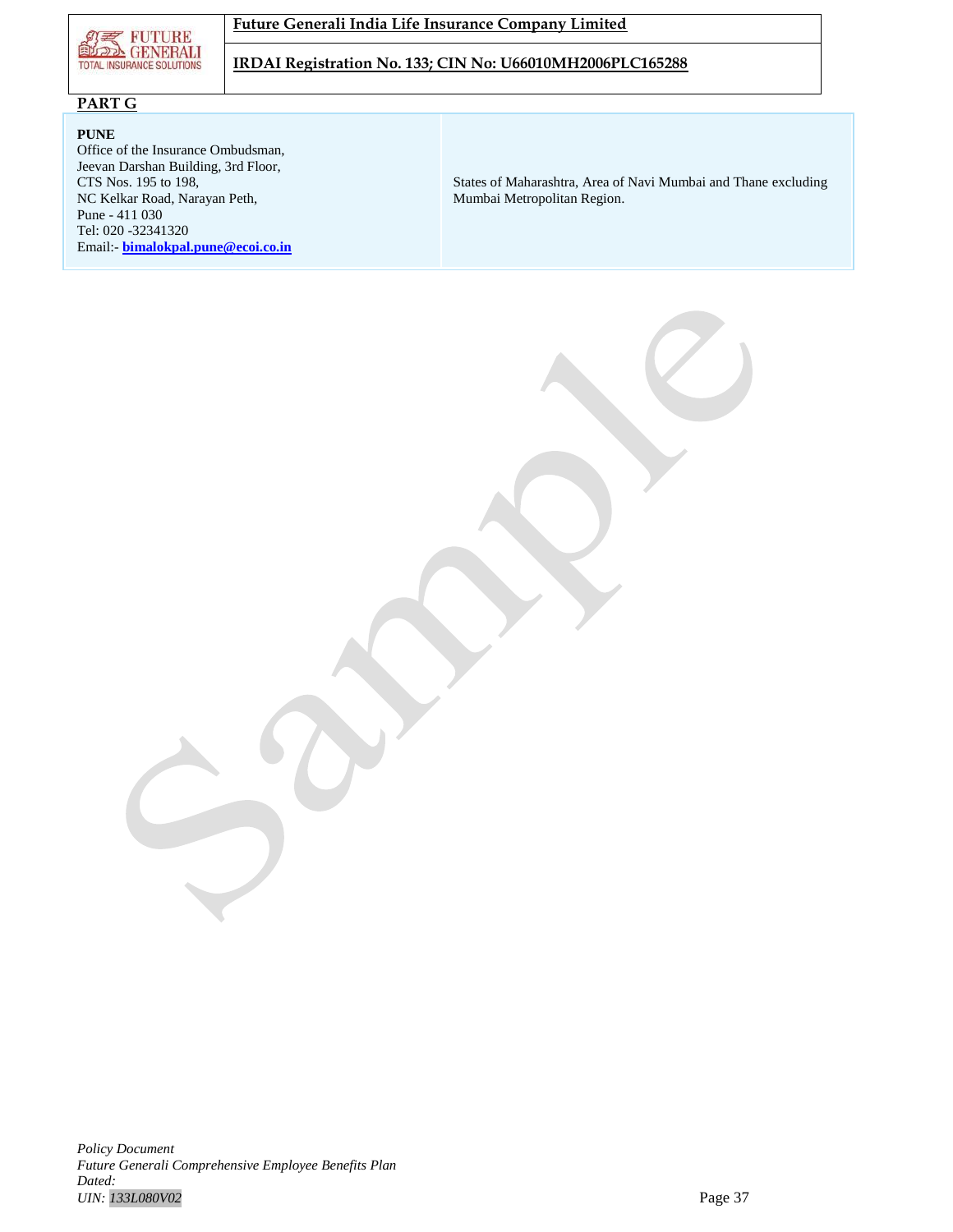## PART G

| | |
|---|---|
| **PUNE**<br>Office of the Insurance Ombudsman,<br>Jeevan Darshan Building, 3rd Floor,<br>CTS Nos. 195 to 198,<br>NC Kelkar Road, Narayan Peth,<br>Pune - 411 030<br>Tel: 020 -32341320<br>Email:- **bimalokpal.pune@ecoi.co.in** | States of Maharashtra, Area of Navi Mumbai and Thane excluding Mumbai Metropolitan Region. |

*Policy Document*
*Future Generali Comprehensive Employee Benefits Plan*
*Dated:*
*UIN: 133L080V02*